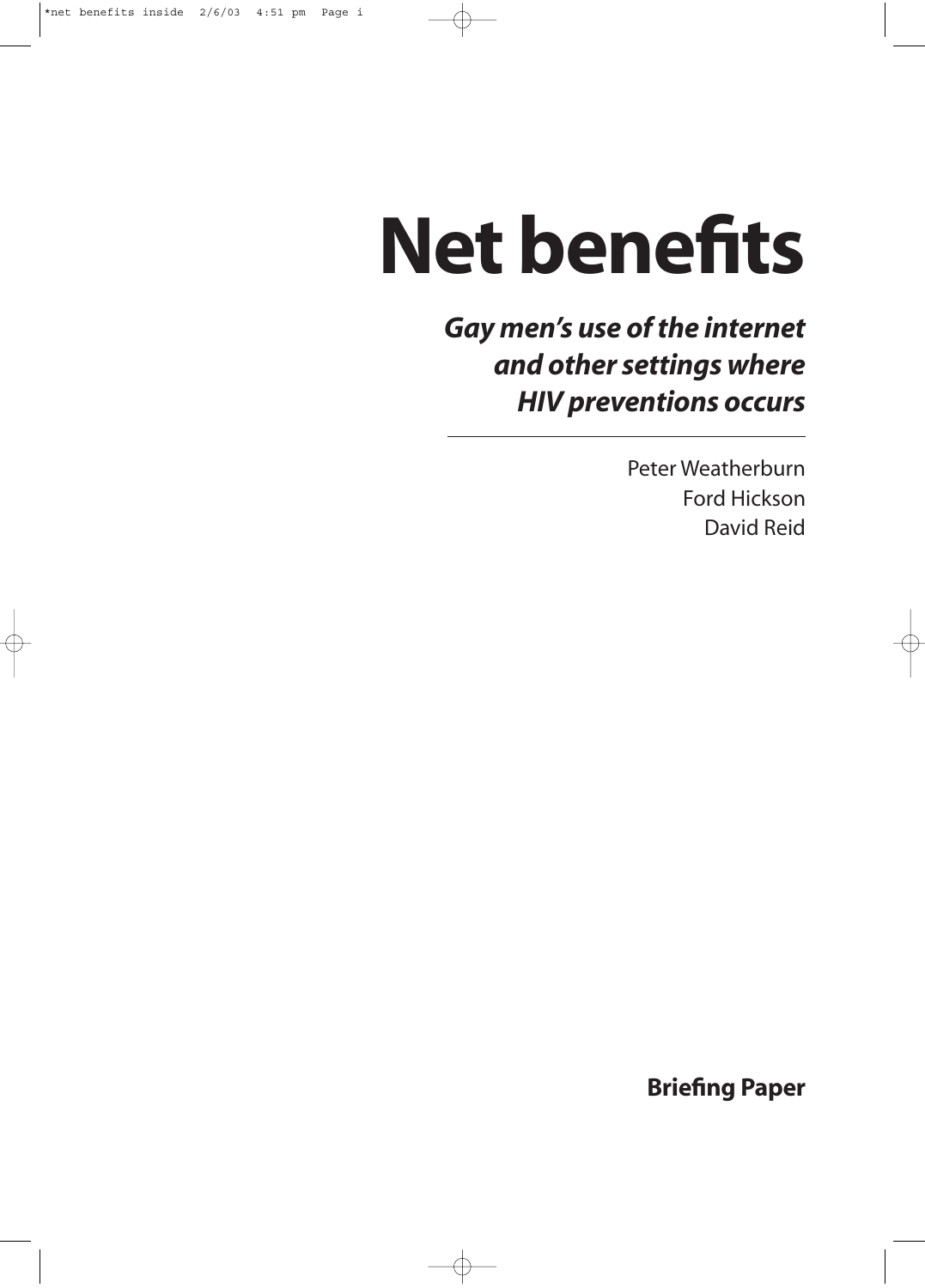# Net benefits

***Gay men's use of the internet and other settings where HIV preventions occurs***

Peter Weatherburn
Ford Hickson
David Reid

**Briefing Paper**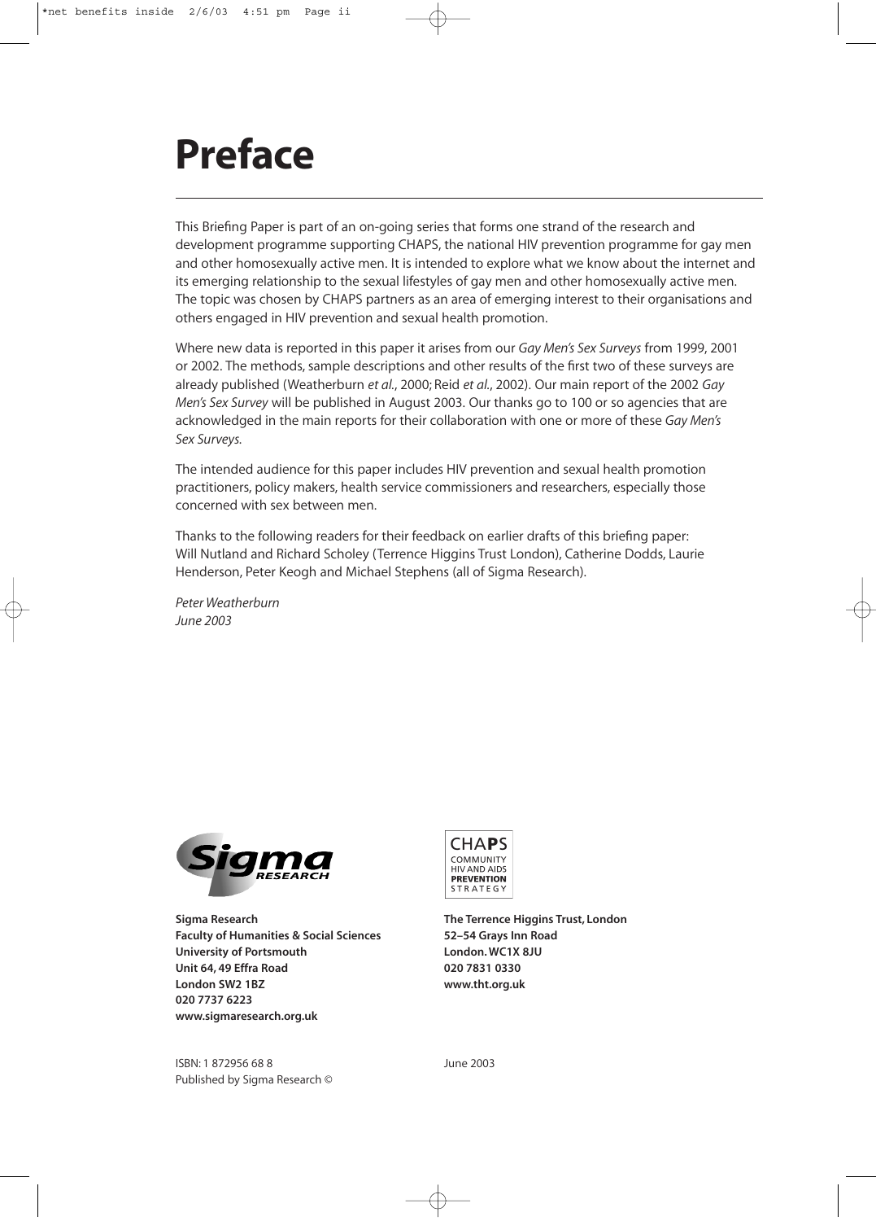# Preface

This Briefing Paper is part of an on-going series that forms one strand of the research and development programme supporting CHAPS, the national HIV prevention programme for gay men and other homosexually active men. It is intended to explore what we know about the internet and its emerging relationship to the sexual lifestyles of gay men and other homosexually active men. The topic was chosen by CHAPS partners as an area of emerging interest to their organisations and others engaged in HIV prevention and sexual health promotion.

Where new data is reported in this paper it arises from our *Gay Men's Sex Surveys* from 1999, 2001 or 2002. The methods, sample descriptions and other results of the first two of these surveys are already published (Weatherburn *et al.*, 2000; Reid *et al.*, 2002). Our main report of the 2002 *Gay Men's Sex Survey* will be published in August 2003. Our thanks go to 100 or so agencies that are acknowledged in the main reports for their collaboration with one or more of these *Gay Men's Sex Surveys.*

The intended audience for this paper includes HIV prevention and sexual health promotion practitioners, policy makers, health service commissioners and researchers, especially those concerned with sex between men.

Thanks to the following readers for their feedback on earlier drafts of this briefing paper: Will Nutland and Richard Scholey (Terrence Higgins Trust London), Catherine Dodds, Laurie Henderson, Peter Keogh and Michael Stephens (all of Sigma Research).

*Peter Weatherburn*
*June 2003*

Sigma RESEARCH

**Sigma Research**
**Faculty of Humanities & Social Sciences**
**University of Portsmouth**
**Unit 64, 49 Effra Road**
**London SW2 1BZ**
**020 7737 6223**
**www.sigmaresearch.org.uk**

CHAPS
COMMUNITY
HIV AND AIDS
**PREVENTION**
STRATEGY

**The Terrence Higgins Trust, London**
**52–54 Grays Inn Road**
**London. WC1X 8JU**
**020 7831 0330**
**www.tht.org.uk**

ISBN: 1 872956 68 8
Published by Sigma Research ©

June 2003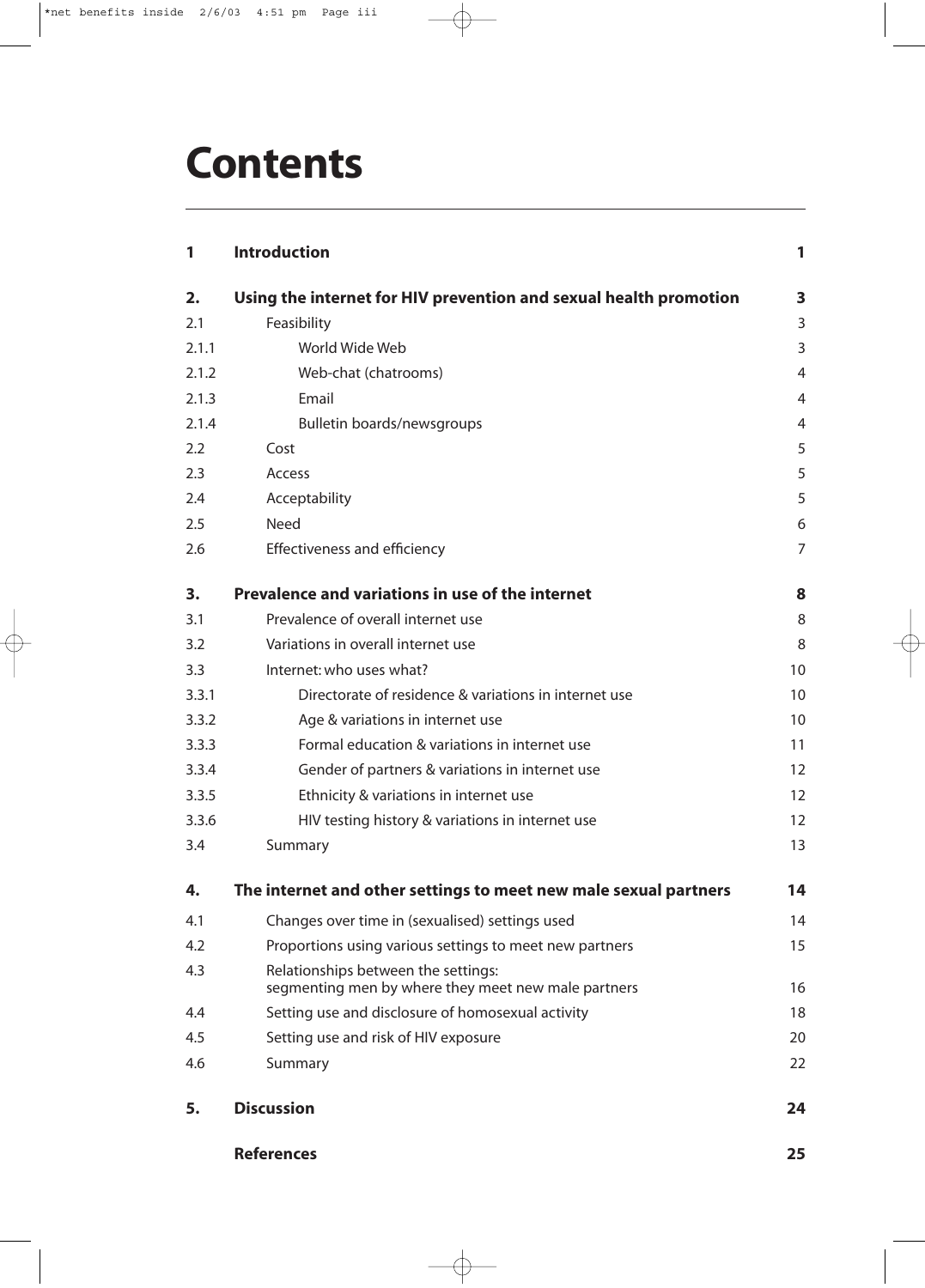# Contents

| | | |
|---|---|---|
| **1** | **Introduction** | **1** |
| **2.** | **Using the internet for HIV prevention and sexual health promotion** | **3** |
| 2.1 | Feasibility | 3 |
| 2.1.1 | World Wide Web | 3 |
| 2.1.2 | Web-chat (chatrooms) | 4 |
| 2.1.3 | Email | 4 |
| 2.1.4 | Bulletin boards/newsgroups | 4 |
| 2.2 | Cost | 5 |
| 2.3 | Access | 5 |
| 2.4 | Acceptability | 5 |
| 2.5 | Need | 6 |
| 2.6 | Effectiveness and efficiency | 7 |
| **3.** | **Prevalence and variations in use of the internet** | **8** |
| 3.1 | Prevalence of overall internet use | 8 |
| 3.2 | Variations in overall internet use | 8 |
| 3.3 | Internet: who uses what? | 10 |
| 3.3.1 | Directorate of residence & variations in internet use | 10 |
| 3.3.2 | Age & variations in internet use | 10 |
| 3.3.3 | Formal education & variations in internet use | 11 |
| 3.3.4 | Gender of partners & variations in internet use | 12 |
| 3.3.5 | Ethnicity & variations in internet use | 12 |
| 3.3.6 | HIV testing history & variations in internet use | 12 |
| 3.4 | Summary | 13 |
| **4.** | **The internet and other settings to meet new male sexual partners** | **14** |
| 4.1 | Changes over time in (sexualised) settings used | 14 |
| 4.2 | Proportions using various settings to meet new partners | 15 |
| 4.3 | Relationships between the settings: segmenting men by where they meet new male partners | 16 |
| 4.4 | Setting use and disclosure of homosexual activity | 18 |
| 4.5 | Setting use and risk of HIV exposure | 20 |
| 4.6 | Summary | 22 |
| **5.** | **Discussion** | **24** |
| | **References** | **25** |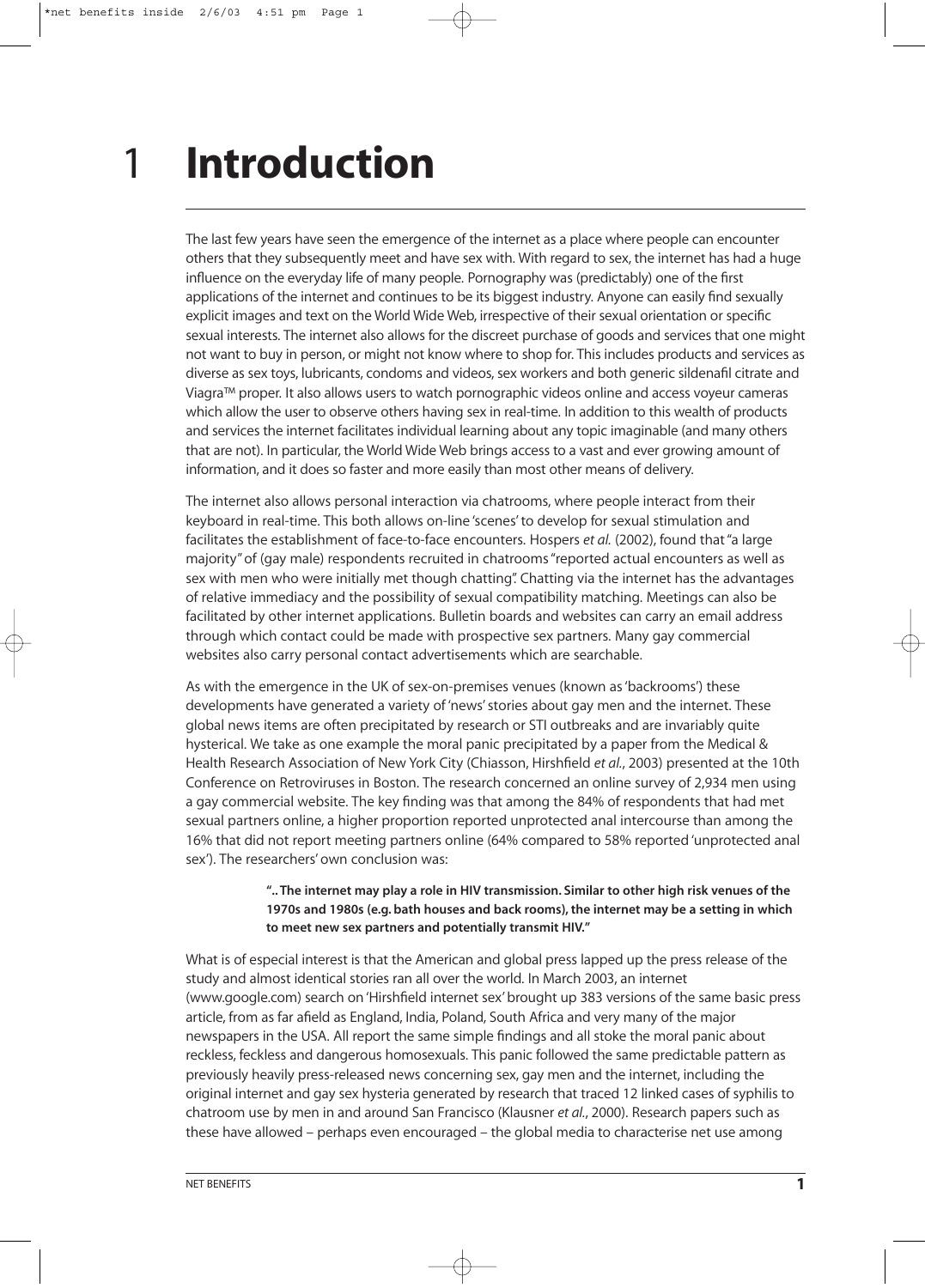# 1 Introduction

The last few years have seen the emergence of the internet as a place where people can encounter others that they subsequently meet and have sex with. With regard to sex, the internet has had a huge influence on the everyday life of many people. Pornography was (predictably) one of the first applications of the internet and continues to be its biggest industry. Anyone can easily find sexually explicit images and text on the World Wide Web, irrespective of their sexual orientation or specific sexual interests. The internet also allows for the discreet purchase of goods and services that one might not want to buy in person, or might not know where to shop for. This includes products and services as diverse as sex toys, lubricants, condoms and videos, sex workers and both generic sildenafil citrate and Viagra™ proper. It also allows users to watch pornographic videos online and access voyeur cameras which allow the user to observe others having sex in real-time. In addition to this wealth of products and services the internet facilitates individual learning about any topic imaginable (and many others that are not). In particular, the World Wide Web brings access to a vast and ever growing amount of information, and it does so faster and more easily than most other means of delivery.

The internet also allows personal interaction via chatrooms, where people interact from their keyboard in real-time. This both allows on-line 'scenes' to develop for sexual stimulation and facilitates the establishment of face-to-face encounters. Hospers *et al.* (2002), found that "a large majority" of (gay male) respondents recruited in chatrooms "reported actual encounters as well as sex with men who were initially met though chatting". Chatting via the internet has the advantages of relative immediacy and the possibility of sexual compatibility matching. Meetings can also be facilitated by other internet applications. Bulletin boards and websites can carry an email address through which contact could be made with prospective sex partners. Many gay commercial websites also carry personal contact advertisements which are searchable.

As with the emergence in the UK of sex-on-premises venues (known as 'backrooms') these developments have generated a variety of 'news' stories about gay men and the internet. These global news items are often precipitated by research or STI outbreaks and are invariably quite hysterical. We take as one example the moral panic precipitated by a paper from the Medical & Health Research Association of New York City (Chiasson, Hirshfield *et al.*, 2003) presented at the 10th Conference on Retroviruses in Boston. The research concerned an online survey of 2,934 men using a gay commercial website. The key finding was that among the 84% of respondents that had met sexual partners online, a higher proportion reported unprotected anal intercourse than among the 16% that did not report meeting partners online (64% compared to 58% reported 'unprotected anal sex'). The researchers' own conclusion was:

> **"..The internet may play a role in HIV transmission. Similar to other high risk venues of the 1970s and 1980s (e.g. bath houses and back rooms), the internet may be a setting in which to meet new sex partners and potentially transmit HIV."**

What is of especial interest is that the American and global press lapped up the press release of the study and almost identical stories ran all over the world. In March 2003, an internet (www.google.com) search on 'Hirshfield internet sex' brought up 383 versions of the same basic press article, from as far afield as England, India, Poland, South Africa and very many of the major newspapers in the USA. All report the same simple findings and all stoke the moral panic about reckless, feckless and dangerous homosexuals. This panic followed the same predictable pattern as previously heavily press-released news concerning sex, gay men and the internet, including the original internet and gay sex hysteria generated by research that traced 12 linked cases of syphilis to chatroom use by men in and around San Francisco (Klausner *et al.*, 2000). Research papers such as these have allowed – perhaps even encouraged – the global media to characterise net use among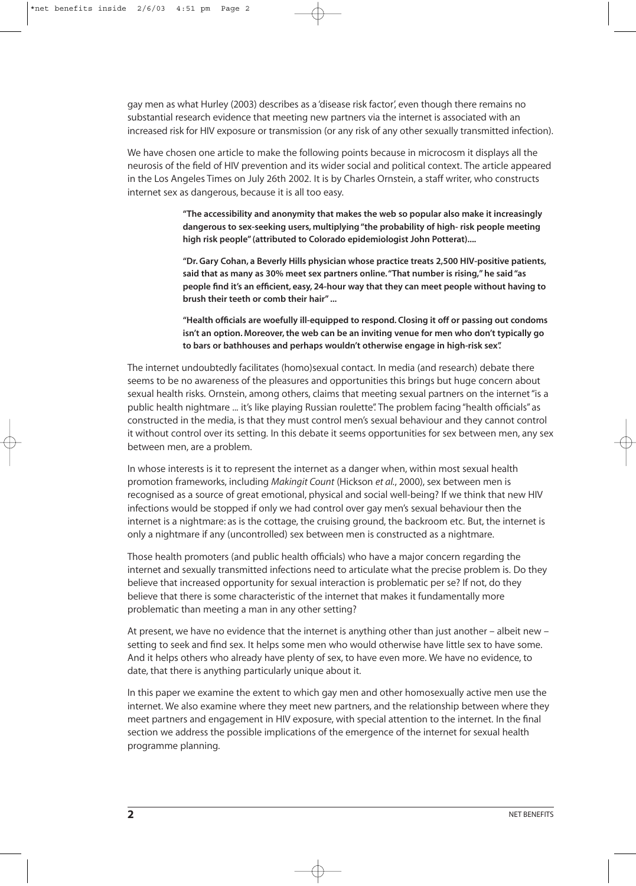gay men as what Hurley (2003) describes as a 'disease risk factor', even though there remains no substantial research evidence that meeting new partners via the internet is associated with an increased risk for HIV exposure or transmission (or any risk of any other sexually transmitted infection).

We have chosen one article to make the following points because in microcosm it displays all the neurosis of the field of HIV prevention and its wider social and political context. The article appeared in the Los Angeles Times on July 26th 2002. It is by Charles Ornstein, a staff writer, who constructs internet sex as dangerous, because it is all too easy.

> **"The accessibility and anonymity that makes the web so popular also make it increasingly dangerous to sex-seeking users, multiplying "the probability of high- risk people meeting high risk people" (attributed to Colorado epidemiologist John Potterat)....**
>
> **"Dr. Gary Cohan, a Beverly Hills physician whose practice treats 2,500 HIV-positive patients, said that as many as 30% meet sex partners online. "That number is rising," he said "as people find it's an efficient, easy, 24-hour way that they can meet people without having to brush their teeth or comb their hair" ...**
>
> **"Health officials are woefully ill-equipped to respond. Closing it off or passing out condoms isn't an option. Moreover, the web can be an inviting venue for men who don't typically go to bars or bathhouses and perhaps wouldn't otherwise engage in high-risk sex".**

The internet undoubtedly facilitates (homo)sexual contact. In media (and research) debate there seems to be no awareness of the pleasures and opportunities this brings but huge concern about sexual health risks. Ornstein, among others, claims that meeting sexual partners on the internet "is a public health nightmare ... it's like playing Russian roulette". The problem facing "health officials" as constructed in the media, is that they must control men's sexual behaviour and they cannot control it without control over its setting. In this debate it seems opportunities for sex between men, any sex between men, are a problem.

In whose interests is it to represent the internet as a danger when, within most sexual health promotion frameworks, including *Makingit Count* (Hickson *et al.*, 2000), sex between men is recognised as a source of great emotional, physical and social well-being? If we think that new HIV infections would be stopped if only we had control over gay men's sexual behaviour then the internet is a nightmare: as is the cottage, the cruising ground, the backroom etc. But, the internet is only a nightmare if any (uncontrolled) sex between men is constructed as a nightmare.

Those health promoters (and public health officials) who have a major concern regarding the internet and sexually transmitted infections need to articulate what the precise problem is. Do they believe that increased opportunity for sexual interaction is problematic per se? If not, do they believe that there is some characteristic of the internet that makes it fundamentally more problematic than meeting a man in any other setting?

At present, we have no evidence that the internet is anything other than just another – albeit new – setting to seek and find sex. It helps some men who would otherwise have little sex to have some. And it helps others who already have plenty of sex, to have even more. We have no evidence, to date, that there is anything particularly unique about it.

In this paper we examine the extent to which gay men and other homosexually active men use the internet. We also examine where they meet new partners, and the relationship between where they meet partners and engagement in HIV exposure, with special attention to the internet. In the final section we address the possible implications of the emergence of the internet for sexual health programme planning.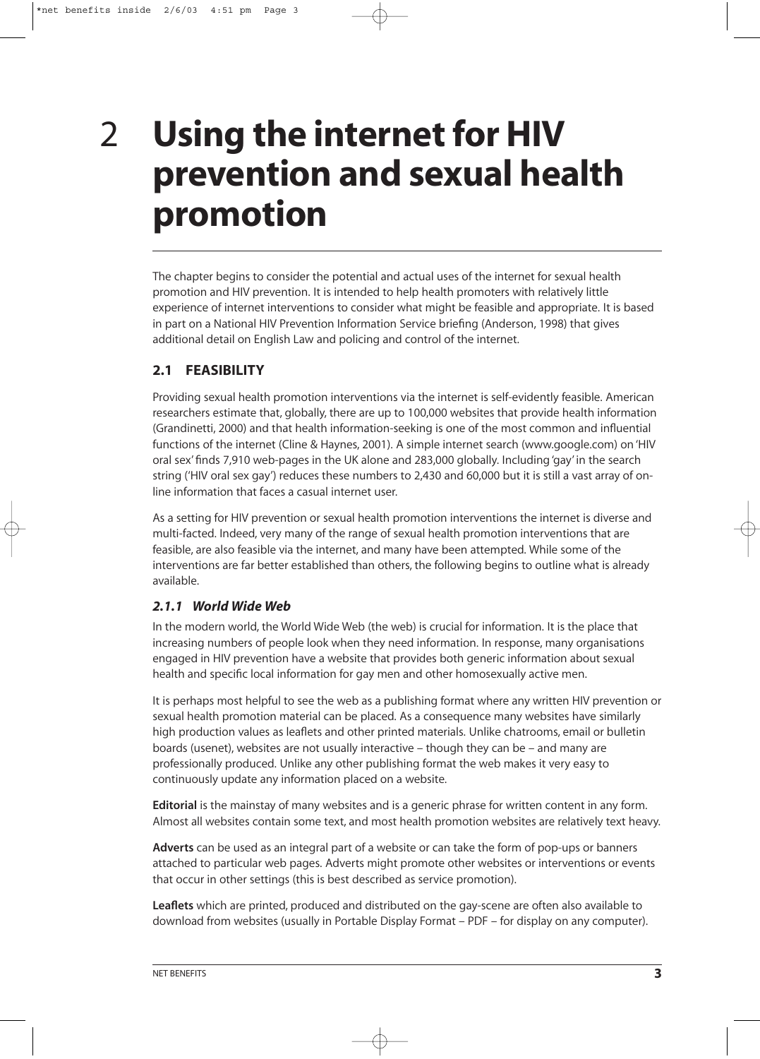# 2 Using the internet for HIV prevention and sexual health promotion

The chapter begins to consider the potential and actual uses of the internet for sexual health promotion and HIV prevention. It is intended to help health promoters with relatively little experience of internet interventions to consider what might be feasible and appropriate. It is based in part on a National HIV Prevention Information Service briefing (Anderson, 1998) that gives additional detail on English Law and policing and control of the internet.

## 2.1 FEASIBILITY

Providing sexual health promotion interventions via the internet is self-evidently feasible. American researchers estimate that, globally, there are up to 100,000 websites that provide health information (Grandinetti, 2000) and that health information-seeking is one of the most common and influential functions of the internet (Cline & Haynes, 2001). A simple internet search (www.google.com) on 'HIV oral sex' finds 7,910 web-pages in the UK alone and 283,000 globally. Including 'gay' in the search string ('HIV oral sex gay') reduces these numbers to 2,430 and 60,000 but it is still a vast array of on-line information that faces a casual internet user.

As a setting for HIV prevention or sexual health promotion interventions the internet is diverse and multi-facted. Indeed, very many of the range of sexual health promotion interventions that are feasible, are also feasible via the internet, and many have been attempted. While some of the interventions are far better established than others, the following begins to outline what is already available.

### *2.1.1 World Wide Web*

In the modern world, the World Wide Web (the web) is crucial for information. It is the place that increasing numbers of people look when they need information. In response, many organisations engaged in HIV prevention have a website that provides both generic information about sexual health and specific local information for gay men and other homosexually active men.

It is perhaps most helpful to see the web as a publishing format where any written HIV prevention or sexual health promotion material can be placed. As a consequence many websites have similarly high production values as leaflets and other printed materials. Unlike chatrooms, email or bulletin boards (usenet), websites are not usually interactive – though they can be – and many are professionally produced. Unlike any other publishing format the web makes it very easy to continuously update any information placed on a website.

**Editorial** is the mainstay of many websites and is a generic phrase for written content in any form. Almost all websites contain some text, and most health promotion websites are relatively text heavy.

**Adverts** can be used as an integral part of a website or can take the form of pop-ups or banners attached to particular web pages. Adverts might promote other websites or interventions or events that occur in other settings (this is best described as service promotion).

**Leaflets** which are printed, produced and distributed on the gay-scene are often also available to download from websites (usually in Portable Display Format – PDF – for display on any computer).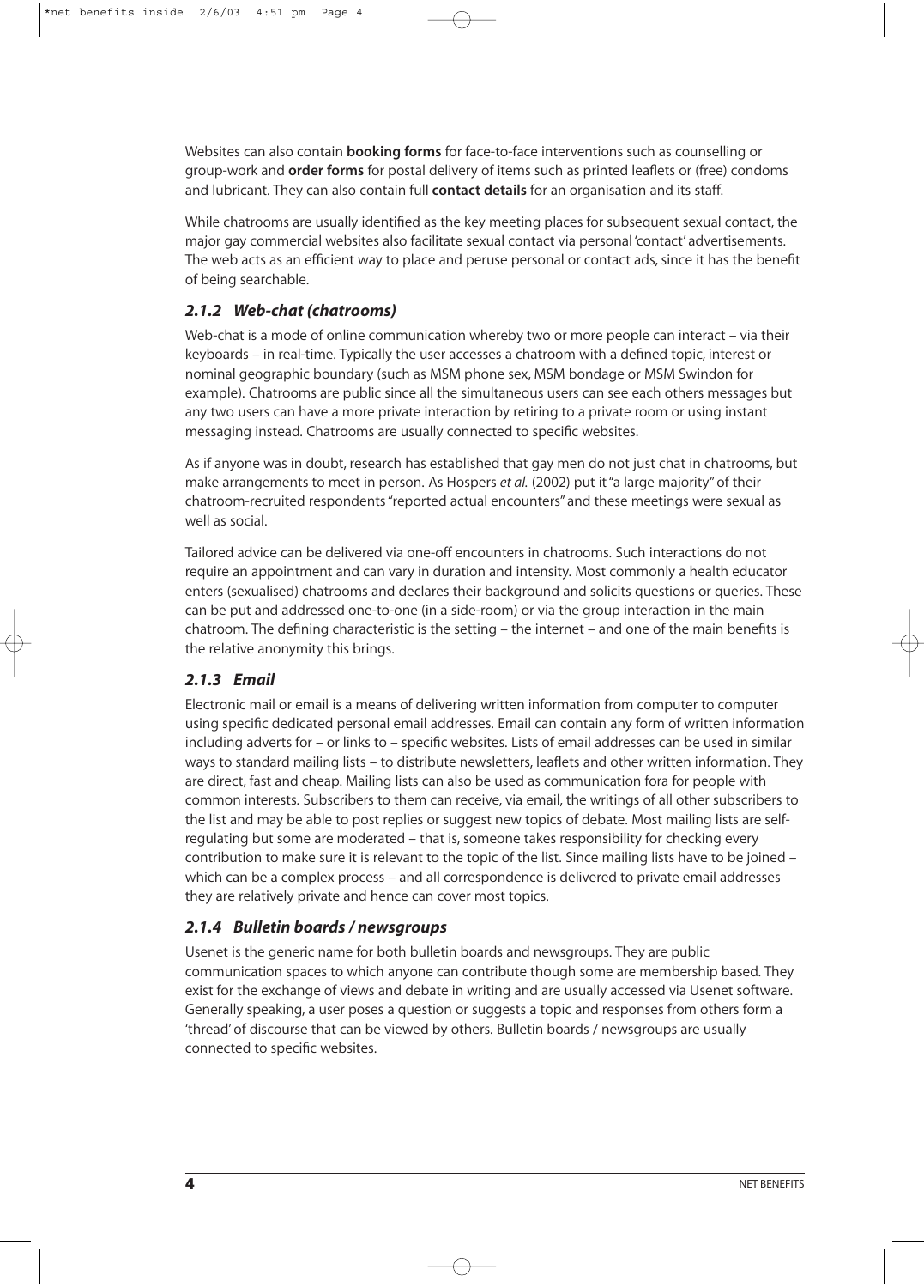Websites can also contain **booking forms** for face-to-face interventions such as counselling or group-work and **order forms** for postal delivery of items such as printed leaflets or (free) condoms and lubricant. They can also contain full **contact details** for an organisation and its staff.

While chatrooms are usually identified as the key meeting places for subsequent sexual contact, the major gay commercial websites also facilitate sexual contact via personal 'contact' advertisements. The web acts as an efficient way to place and peruse personal or contact ads, since it has the benefit of being searchable.

### *2.1.2 Web-chat (chatrooms)*

Web-chat is a mode of online communication whereby two or more people can interact – via their keyboards – in real-time. Typically the user accesses a chatroom with a defined topic, interest or nominal geographic boundary (such as MSM phone sex, MSM bondage or MSM Swindon for example). Chatrooms are public since all the simultaneous users can see each others messages but any two users can have a more private interaction by retiring to a private room or using instant messaging instead. Chatrooms are usually connected to specific websites.

As if anyone was in doubt, research has established that gay men do not just chat in chatrooms, but make arrangements to meet in person. As Hospers *et al.* (2002) put it "a large majority" of their chatroom-recruited respondents "reported actual encounters" and these meetings were sexual as well as social.

Tailored advice can be delivered via one-off encounters in chatrooms. Such interactions do not require an appointment and can vary in duration and intensity. Most commonly a health educator enters (sexualised) chatrooms and declares their background and solicits questions or queries. These can be put and addressed one-to-one (in a side-room) or via the group interaction in the main chatroom. The defining characteristic is the setting – the internet – and one of the main benefits is the relative anonymity this brings.

### *2.1.3 Email*

Electronic mail or email is a means of delivering written information from computer to computer using specific dedicated personal email addresses. Email can contain any form of written information including adverts for – or links to – specific websites. Lists of email addresses can be used in similar ways to standard mailing lists – to distribute newsletters, leaflets and other written information. They are direct, fast and cheap. Mailing lists can also be used as communication fora for people with common interests. Subscribers to them can receive, via email, the writings of all other subscribers to the list and may be able to post replies or suggest new topics of debate. Most mailing lists are self-regulating but some are moderated – that is, someone takes responsibility for checking every contribution to make sure it is relevant to the topic of the list. Since mailing lists have to be joined – which can be a complex process – and all correspondence is delivered to private email addresses they are relatively private and hence can cover most topics.

### *2.1.4 Bulletin boards / newsgroups*

Usenet is the generic name for both bulletin boards and newsgroups. They are public communication spaces to which anyone can contribute though some are membership based. They exist for the exchange of views and debate in writing and are usually accessed via Usenet software. Generally speaking, a user poses a question or suggests a topic and responses from others form a 'thread' of discourse that can be viewed by others. Bulletin boards / newsgroups are usually connected to specific websites.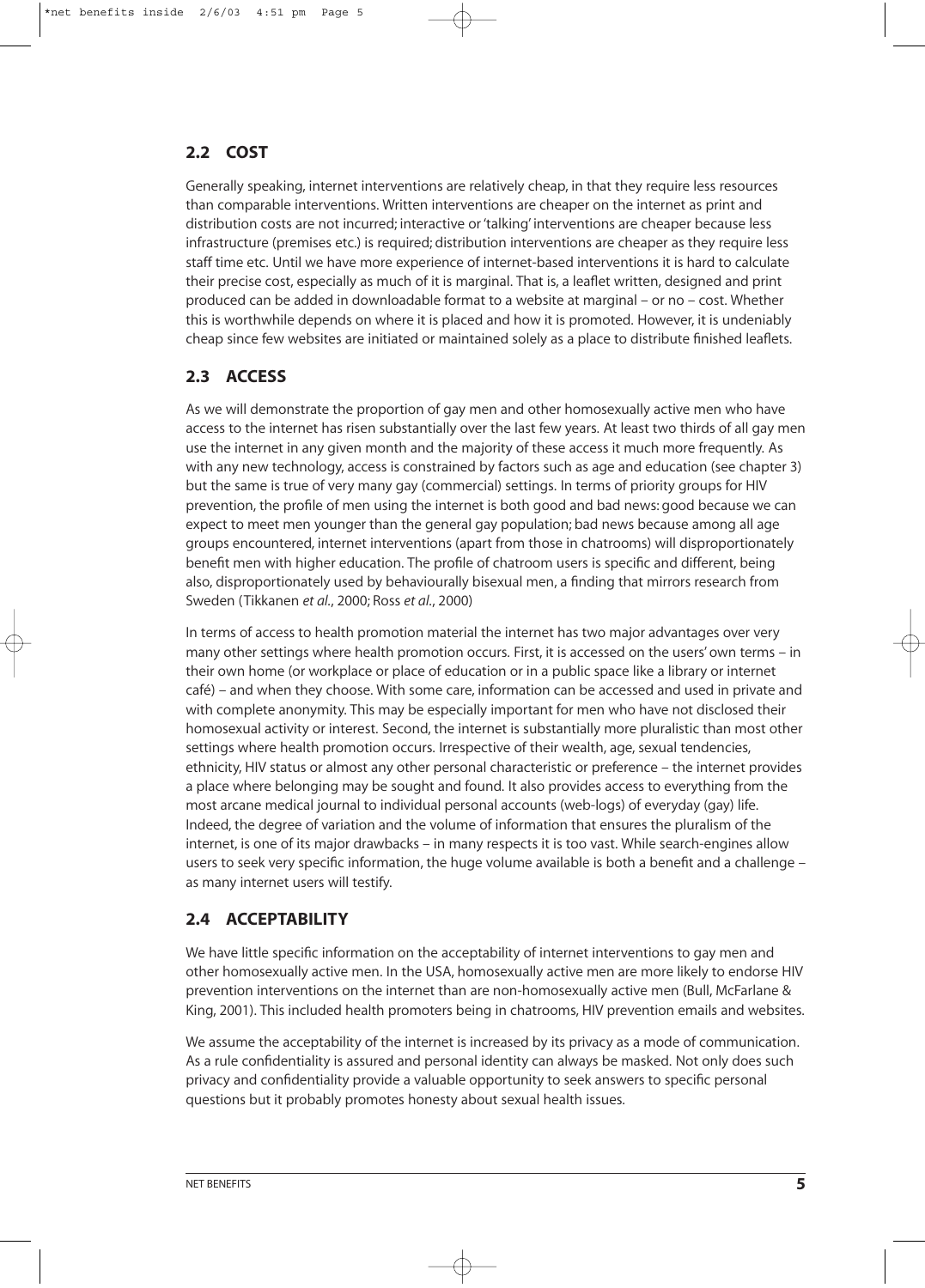## 2.2 COST

Generally speaking, internet interventions are relatively cheap, in that they require less resources than comparable interventions. Written interventions are cheaper on the internet as print and distribution costs are not incurred; interactive or 'talking' interventions are cheaper because less infrastructure (premises etc.) is required; distribution interventions are cheaper as they require less staff time etc. Until we have more experience of internet-based interventions it is hard to calculate their precise cost, especially as much of it is marginal. That is, a leaflet written, designed and print produced can be added in downloadable format to a website at marginal – or no – cost. Whether this is worthwhile depends on where it is placed and how it is promoted. However, it is undeniably cheap since few websites are initiated or maintained solely as a place to distribute finished leaflets.

## 2.3 ACCESS

As we will demonstrate the proportion of gay men and other homosexually active men who have access to the internet has risen substantially over the last few years. At least two thirds of all gay men use the internet in any given month and the majority of these access it much more frequently. As with any new technology, access is constrained by factors such as age and education (see chapter 3) but the same is true of very many gay (commercial) settings. In terms of priority groups for HIV prevention, the profile of men using the internet is both good and bad news: good because we can expect to meet men younger than the general gay population; bad news because among all age groups encountered, internet interventions (apart from those in chatrooms) will disproportionately benefit men with higher education. The profile of chatroom users is specific and different, being also, disproportionately used by behaviourally bisexual men, a finding that mirrors research from Sweden (Tikkanen *et al.*, 2000; Ross *et al.*, 2000)

In terms of access to health promotion material the internet has two major advantages over very many other settings where health promotion occurs. First, it is accessed on the users' own terms – in their own home (or workplace or place of education or in a public space like a library or internet café) – and when they choose. With some care, information can be accessed and used in private and with complete anonymity. This may be especially important for men who have not disclosed their homosexual activity or interest. Second, the internet is substantially more pluralistic than most other settings where health promotion occurs. Irrespective of their wealth, age, sexual tendencies, ethnicity, HIV status or almost any other personal characteristic or preference – the internet provides a place where belonging may be sought and found. It also provides access to everything from the most arcane medical journal to individual personal accounts (web-logs) of everyday (gay) life. Indeed, the degree of variation and the volume of information that ensures the pluralism of the internet, is one of its major drawbacks – in many respects it is too vast. While search-engines allow users to seek very specific information, the huge volume available is both a benefit and a challenge – as many internet users will testify.

## 2.4 ACCEPTABILITY

We have little specific information on the acceptability of internet interventions to gay men and other homosexually active men. In the USA, homosexually active men are more likely to endorse HIV prevention interventions on the internet than are non-homosexually active men (Bull, McFarlane & King, 2001). This included health promoters being in chatrooms, HIV prevention emails and websites.

We assume the acceptability of the internet is increased by its privacy as a mode of communication. As a rule confidentiality is assured and personal identity can always be masked. Not only does such privacy and confidentiality provide a valuable opportunity to seek answers to specific personal questions but it probably promotes honesty about sexual health issues.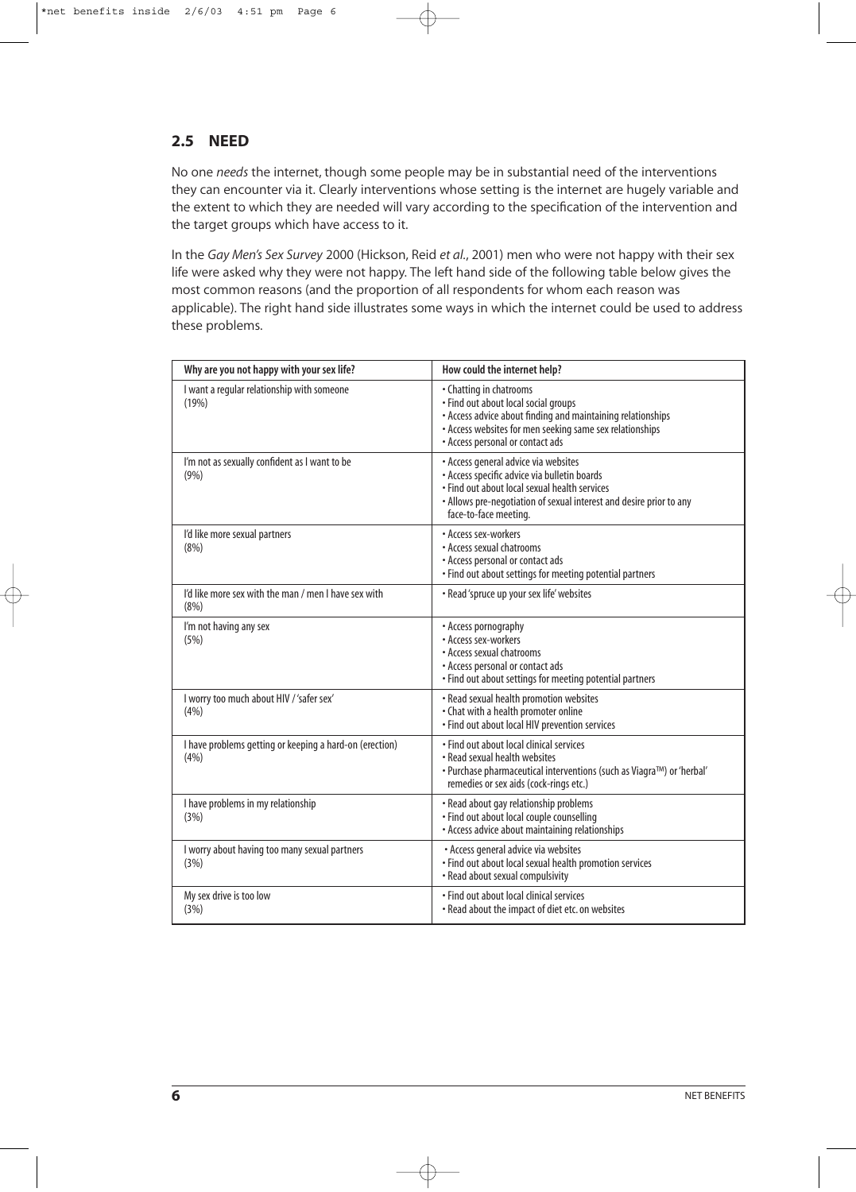## 2.5 NEED

No one *needs* the internet, though some people may be in substantial need of the interventions they can encounter via it. Clearly interventions whose setting is the internet are hugely variable and the extent to which they are needed will vary according to the specification of the intervention and the target groups which have access to it.

In the *Gay Men's Sex Survey* 2000 (Hickson, Reid *et al.*, 2001) men who were not happy with their sex life were asked why they were not happy. The left hand side of the following table below gives the most common reasons (and the proportion of all respondents for whom each reason was applicable). The right hand side illustrates some ways in which the internet could be used to address these problems.

| Why are you not happy with your sex life? | How could the internet help? |
|---|---|
| I want a regular relationship with someone (19%) | • Chatting in chatrooms<br>• Find out about local social groups<br>• Access advice about finding and maintaining relationships<br>• Access websites for men seeking same sex relationships<br>• Access personal or contact ads |
| I'm not as sexually confident as I want to be (9%) | • Access general advice via websites<br>• Access specific advice via bulletin boards<br>• Find out about local sexual health services<br>• Allows pre-negotiation of sexual interest and desire prior to any face-to-face meeting. |
| I'd like more sexual partners (8%) | • Access sex-workers<br>• Access sexual chatrooms<br>• Access personal or contact ads<br>• Find out about settings for meeting potential partners |
| I'd like more sex with the man / men I have sex with (8%) | • Read 'spruce up your sex life' websites |
| I'm not having any sex (5%) | • Access pornography<br>• Access sex-workers<br>• Access sexual chatrooms<br>• Access personal or contact ads<br>• Find out about settings for meeting potential partners |
| I worry too much about HIV / 'safer sex' (4%) | • Read sexual health promotion websites<br>• Chat with a health promoter online<br>• Find out about local HIV prevention services |
| I have problems getting or keeping a hard-on (erection) (4%) | • Find out about local clinical services<br>• Read sexual health websites<br>• Purchase pharmaceutical interventions (such as Viagra™) or 'herbal' remedies or sex aids (cock-rings etc.) |
| I have problems in my relationship (3%) | • Read about gay relationship problems<br>• Find out about local couple counselling<br>• Access advice about maintaining relationships |
| I worry about having too many sexual partners (3%) | • Access general advice via websites<br>• Find out about local sexual health promotion services<br>• Read about sexual compulsivity |
| My sex drive is too low (3%) | • Find out about local clinical services<br>• Read about the impact of diet etc. on websites |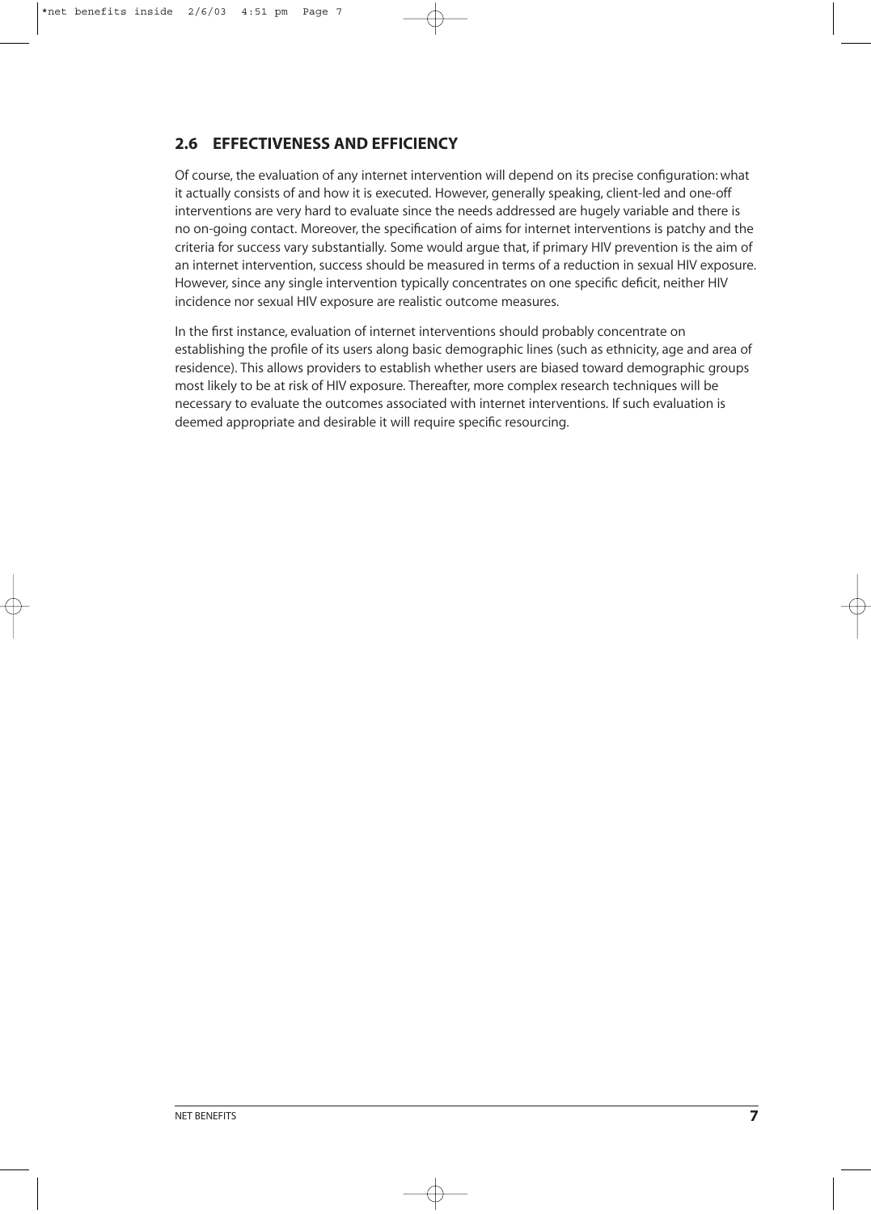## 2.6 EFFECTIVENESS AND EFFICIENCY

Of course, the evaluation of any internet intervention will depend on its precise configuration: what it actually consists of and how it is executed. However, generally speaking, client-led and one-off interventions are very hard to evaluate since the needs addressed are hugely variable and there is no on-going contact. Moreover, the specification of aims for internet interventions is patchy and the criteria for success vary substantially. Some would argue that, if primary HIV prevention is the aim of an internet intervention, success should be measured in terms of a reduction in sexual HIV exposure. However, since any single intervention typically concentrates on one specific deficit, neither HIV incidence nor sexual HIV exposure are realistic outcome measures.

In the first instance, evaluation of internet interventions should probably concentrate on establishing the profile of its users along basic demographic lines (such as ethnicity, age and area of residence). This allows providers to establish whether users are biased toward demographic groups most likely to be at risk of HIV exposure. Thereafter, more complex research techniques will be necessary to evaluate the outcomes associated with internet interventions. If such evaluation is deemed appropriate and desirable it will require specific resourcing.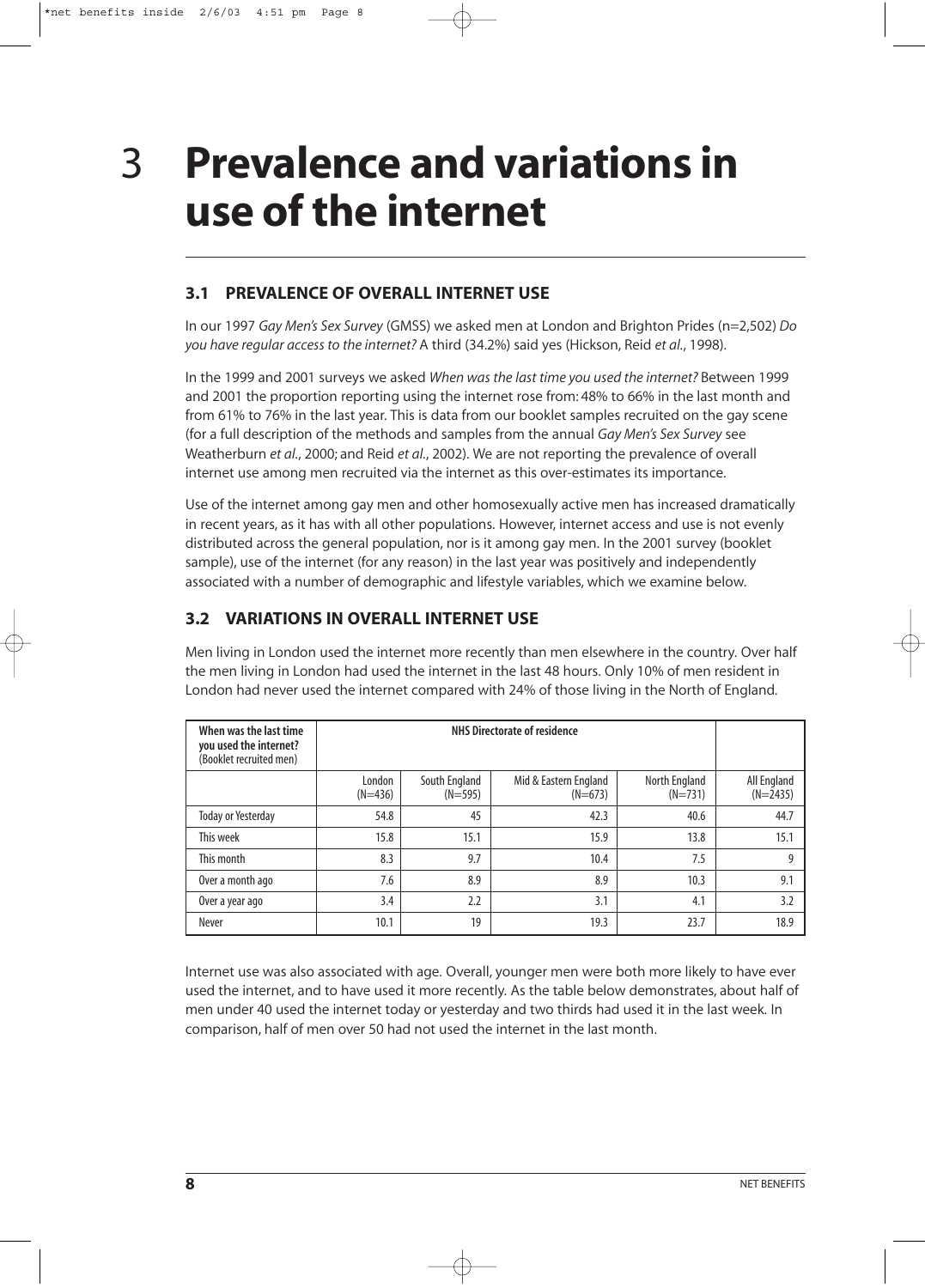# 3 Prevalence and variations in use of the internet

## 3.1 PREVALENCE OF OVERALL INTERNET USE

In our 1997 *Gay Men's Sex Survey* (GMSS) we asked men at London and Brighton Prides (n=2,502) *Do you have regular access to the internet?* A third (34.2%) said yes (Hickson, Reid *et al*., 1998).

In the 1999 and 2001 surveys we asked *When was the last time you used the internet?* Between 1999 and 2001 the proportion reporting using the internet rose from: 48% to 66% in the last month and from 61% to 76% in the last year. This is data from our booklet samples recruited on the gay scene (for a full description of the methods and samples from the annual *Gay Men's Sex Survey* see Weatherburn *et al*., 2000; and Reid *et al*., 2002). We are not reporting the prevalence of overall internet use among men recruited via the internet as this over-estimates its importance.

Use of the internet among gay men and other homosexually active men has increased dramatically in recent years, as it has with all other populations. However, internet access and use is not evenly distributed across the general population, nor is it among gay men. In the 2001 survey (booklet sample), use of the internet (for any reason) in the last year was positively and independently associated with a number of demographic and lifestyle variables, which we examine below.

## 3.2 VARIATIONS IN OVERALL INTERNET USE

Men living in London used the internet more recently than men elsewhere in the country. Over half the men living in London had used the internet in the last 48 hours. Only 10% of men resident in London had never used the internet compared with 24% of those living in the North of England.

| When was the last time you used the internet? (Booklet recruited men) | NHS Directorate of residence | | | | |
|---|---|---|---|---|---|
| | London (N=436) | South England (N=595) | Mid & Eastern England (N=673) | North England (N=731) | All England (N=2435) |
| Today or Yesterday | 54.8 | 45 | 42.3 | 40.6 | 44.7 |
| This week | 15.8 | 15.1 | 15.9 | 13.8 | 15.1 |
| This month | 8.3 | 9.7 | 10.4 | 7.5 | 9 |
| Over a month ago | 7.6 | 8.9 | 8.9 | 10.3 | 9.1 |
| Over a year ago | 3.4 | 2.2 | 3.1 | 4.1 | 3.2 |
| Never | 10.1 | 19 | 19.3 | 23.7 | 18.9 |

Internet use was also associated with age. Overall, younger men were both more likely to have ever used the internet, and to have used it more recently. As the table below demonstrates, about half of men under 40 used the internet today or yesterday and two thirds had used it in the last week. In comparison, half of men over 50 had not used the internet in the last month.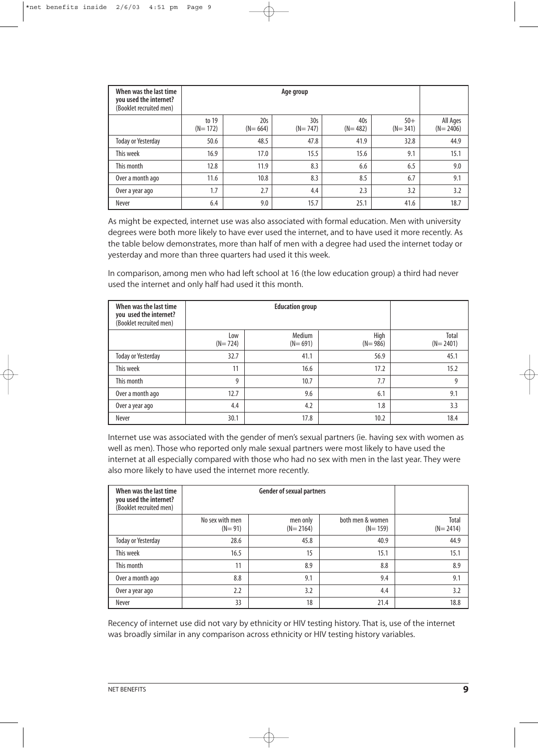| When was the last time you used the internet? (Booklet recruited men) | Age group | | | | | |
|---|---|---|---|---|---|---|
| | to 19 (N= 172) | 20s (N= 664) | 30s (N= 747) | 40s (N= 482) | 50+ (N= 341) | All Ages (N= 2406) |
| Today or Yesterday | 50.6 | 48.5 | 47.8 | 41.9 | 32.8 | 44.9 |
| This week | 16.9 | 17.0 | 15.5 | 15.6 | 9.1 | 15.1 |
| This month | 12.8 | 11.9 | 8.3 | 6.6 | 6.5 | 9.0 |
| Over a month ago | 11.6 | 10.8 | 8.3 | 8.5 | 6.7 | 9.1 |
| Over a year ago | 1.7 | 2.7 | 4.4 | 2.3 | 3.2 | 3.2 |
| Never | 6.4 | 9.0 | 15.7 | 25.1 | 41.6 | 18.7 |

As might be expected, internet use was also associated with formal education. Men with university degrees were both more likely to have ever used the internet, and to have used it more recently. As the table below demonstrates, more than half of men with a degree had used the internet today or yesterday and more than three quarters had used it this week.

In comparison, among men who had left school at 16 (the low education group) a third had never used the internet and only half had used it this month.

| When was the last time you used the internet? (Booklet recruited men) | Education group | | | |
|---|---|---|---|---|
| | Low (N= 724) | Medium (N= 691) | High (N= 986) | Total (N= 2401) |
| Today or Yesterday | 32.7 | 41.1 | 56.9 | 45.1 |
| This week | 11 | 16.6 | 17.2 | 15.2 |
| This month | 9 | 10.7 | 7.7 | 9 |
| Over a month ago | 12.7 | 9.6 | 6.1 | 9.1 |
| Over a year ago | 4.4 | 4.2 | 1.8 | 3.3 |
| Never | 30.1 | 17.8 | 10.2 | 18.4 |

Internet use was associated with the gender of men's sexual partners (ie. having sex with women as well as men). Those who reported only male sexual partners were most likely to have used the internet at all especially compared with those who had no sex with men in the last year. They were also more likely to have used the internet more recently.

| When was the last time you used the internet? (Booklet recruited men) | Gender of sexual partners | | | |
|---|---|---|---|---|
| | No sex with men (N= 91) | men only (N= 2164) | both men & women (N= 159) | Total (N= 2414) |
| Today or Yesterday | 28.6 | 45.8 | 40.9 | 44.9 |
| This week | 16.5 | 15 | 15.1 | 15.1 |
| This month | 11 | 8.9 | 8.8 | 8.9 |
| Over a month ago | 8.8 | 9.1 | 9.4 | 9.1 |
| Over a year ago | 2.2 | 3.2 | 4.4 | 3.2 |
| Never | 33 | 18 | 21.4 | 18.8 |

Recency of internet use did not vary by ethnicity or HIV testing history. That is, use of the internet was broadly similar in any comparison across ethnicity or HIV testing history variables.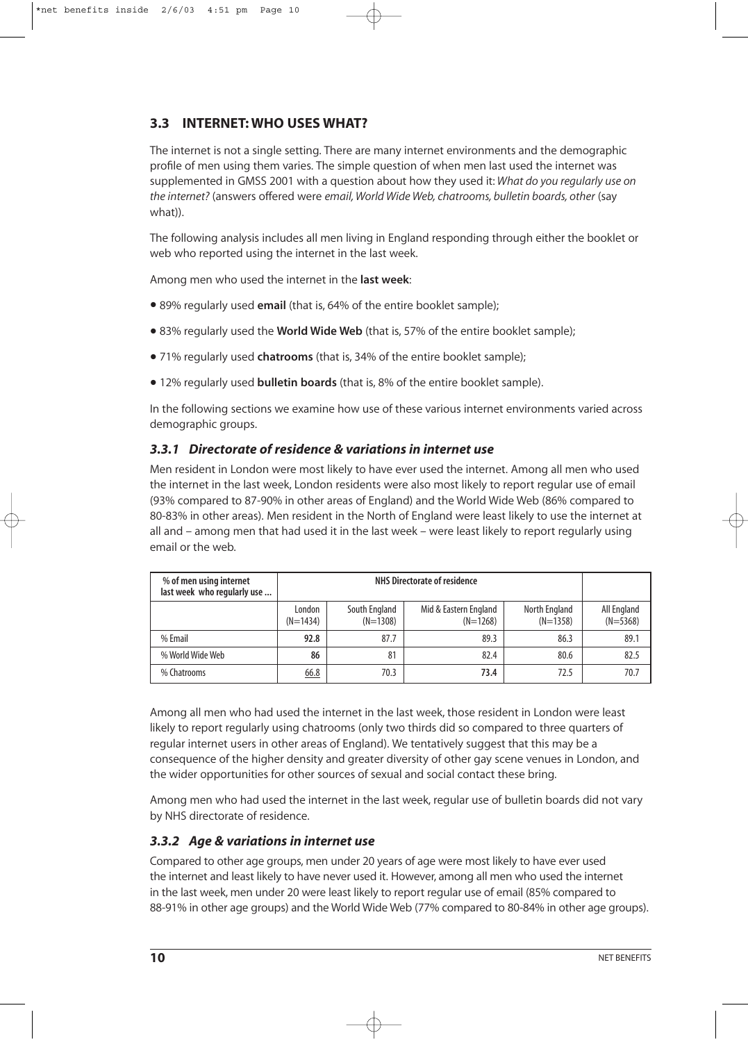## 3.3 INTERNET: WHO USES WHAT?

The internet is not a single setting. There are many internet environments and the demographic profile of men using them varies. The simple question of when men last used the internet was supplemented in GMSS 2001 with a question about how they used it: *What do you regularly use on the internet?* (answers offered were *email, World Wide Web, chatrooms, bulletin boards, other* (say what)).

The following analysis includes all men living in England responding through either the booklet or web who reported using the internet in the last week.

Among men who used the internet in the **last week**:

- 89% regularly used **email** (that is, 64% of the entire booklet sample);
- 83% regularly used the **World Wide Web** (that is, 57% of the entire booklet sample);
- 71% regularly used **chatrooms** (that is, 34% of the entire booklet sample);
- 12% regularly used **bulletin boards** (that is, 8% of the entire booklet sample).

In the following sections we examine how use of these various internet environments varied across demographic groups.

### *3.3.1 Directorate of residence & variations in internet use*

Men resident in London were most likely to have ever used the internet. Among all men who used the internet in the last week, London residents were also most likely to report regular use of email (93% compared to 87-90% in other areas of England) and the World Wide Web (86% compared to 80-83% in other areas). Men resident in the North of England were least likely to use the internet at all and – among men that had used it in the last week – were least likely to report regularly using email or the web.

| % of men using internet last week who regularly use ... | NHS Directorate of residence | | | | |
|---|---|---|---|---|---|
| | London (N=1434) | South England (N=1308) | Mid & Eastern England (N=1268) | North England (N=1358) | All England (N=5368) |
| % Email | **92.8** | 87.7 | 89.3 | 86.3 | 89.1 |
| % World Wide Web | **86** | 81 | 82.4 | 80.6 | 82.5 |
| % Chatrooms | <u>66.8</u> | 70.3 | **73.4** | 72.5 | 70.7 |

Among all men who had used the internet in the last week, those resident in London were least likely to report regularly using chatrooms (only two thirds did so compared to three quarters of regular internet users in other areas of England). We tentatively suggest that this may be a consequence of the higher density and greater diversity of other gay scene venues in London, and the wider opportunities for other sources of sexual and social contact these bring.

Among men who had used the internet in the last week, regular use of bulletin boards did not vary by NHS directorate of residence.

### *3.3.2 Age & variations in internet use*

Compared to other age groups, men under 20 years of age were most likely to have ever used the internet and least likely to have never used it. However, among all men who used the internet in the last week, men under 20 were least likely to report regular use of email (85% compared to 88-91% in other age groups) and the World Wide Web (77% compared to 80-84% in other age groups).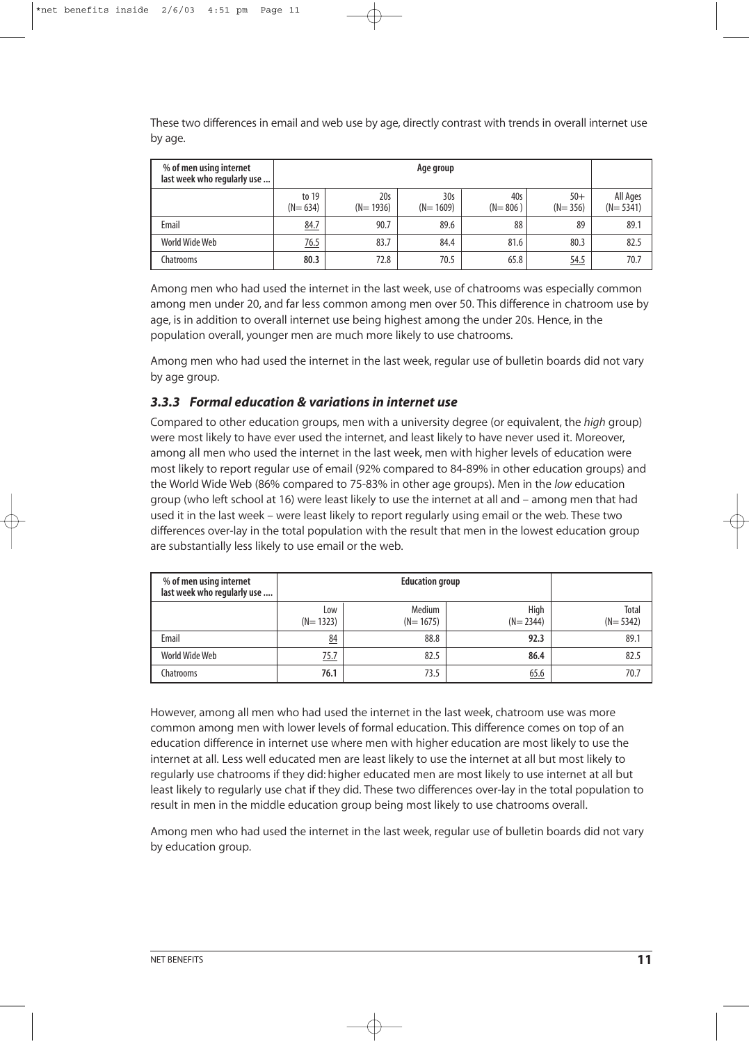These two differences in email and web use by age, directly contrast with trends in overall internet use by age.

| % of men using internet last week who regularly use ... | Age group | | | | | |
|---|---|---|---|---|---|---|
| | to 19 (N= 634) | 20s (N= 1936) | 30s (N= 1609) | 40s (N= 806 ) | 50+ (N= 356) | All Ages (N= 5341) |
| Email | 84.7 | 90.7 | 89.6 | 88 | 89 | 89.1 |
| World Wide Web | 76.5 | 83.7 | 84.4 | 81.6 | 80.3 | 82.5 |
| Chatrooms | **80.3** | 72.8 | 70.5 | 65.8 | 54.5 | 70.7 |

Among men who had used the internet in the last week, use of chatrooms was especially common among men under 20, and far less common among men over 50. This difference in chatroom use by age, is in addition to overall internet use being highest among the under 20s. Hence, in the population overall, younger men are much more likely to use chatrooms.

Among men who had used the internet in the last week, regular use of bulletin boards did not vary by age group.

### *3.3.3 Formal education & variations in internet use*

Compared to other education groups, men with a university degree (or equivalent, the *high* group) were most likely to have ever used the internet, and least likely to have never used it. Moreover, among all men who used the internet in the last week, men with higher levels of education were most likely to report regular use of email (92% compared to 84-89% in other education groups) and the World Wide Web (86% compared to 75-83% in other age groups). Men in the *low* education group (who left school at 16) were least likely to use the internet at all and – among men that had used it in the last week – were least likely to report regularly using email or the web. These two differences over-lay in the total population with the result that men in the lowest education group are substantially less likely to use email or the web.

| % of men using internet last week who regularly use .... | Education group | | | |
|---|---|---|---|---|
| | Low (N= 1323) | Medium (N= 1675) | High (N= 2344) | Total (N= 5342) |
| Email | 84 | 88.8 | **92.3** | 89.1 |
| World Wide Web | 75.7 | 82.5 | **86.4** | 82.5 |
| Chatrooms | **76.1** | 73.5 | 65.6 | 70.7 |

However, among all men who had used the internet in the last week, chatroom use was more common among men with lower levels of formal education. This difference comes on top of an education difference in internet use where men with higher education are most likely to use the internet at all. Less well educated men are least likely to use the internet at all but most likely to regularly use chatrooms if they did: higher educated men are most likely to use internet at all but least likely to regularly use chat if they did. These two differences over-lay in the total population to result in men in the middle education group being most likely to use chatrooms overall.

Among men who had used the internet in the last week, regular use of bulletin boards did not vary by education group.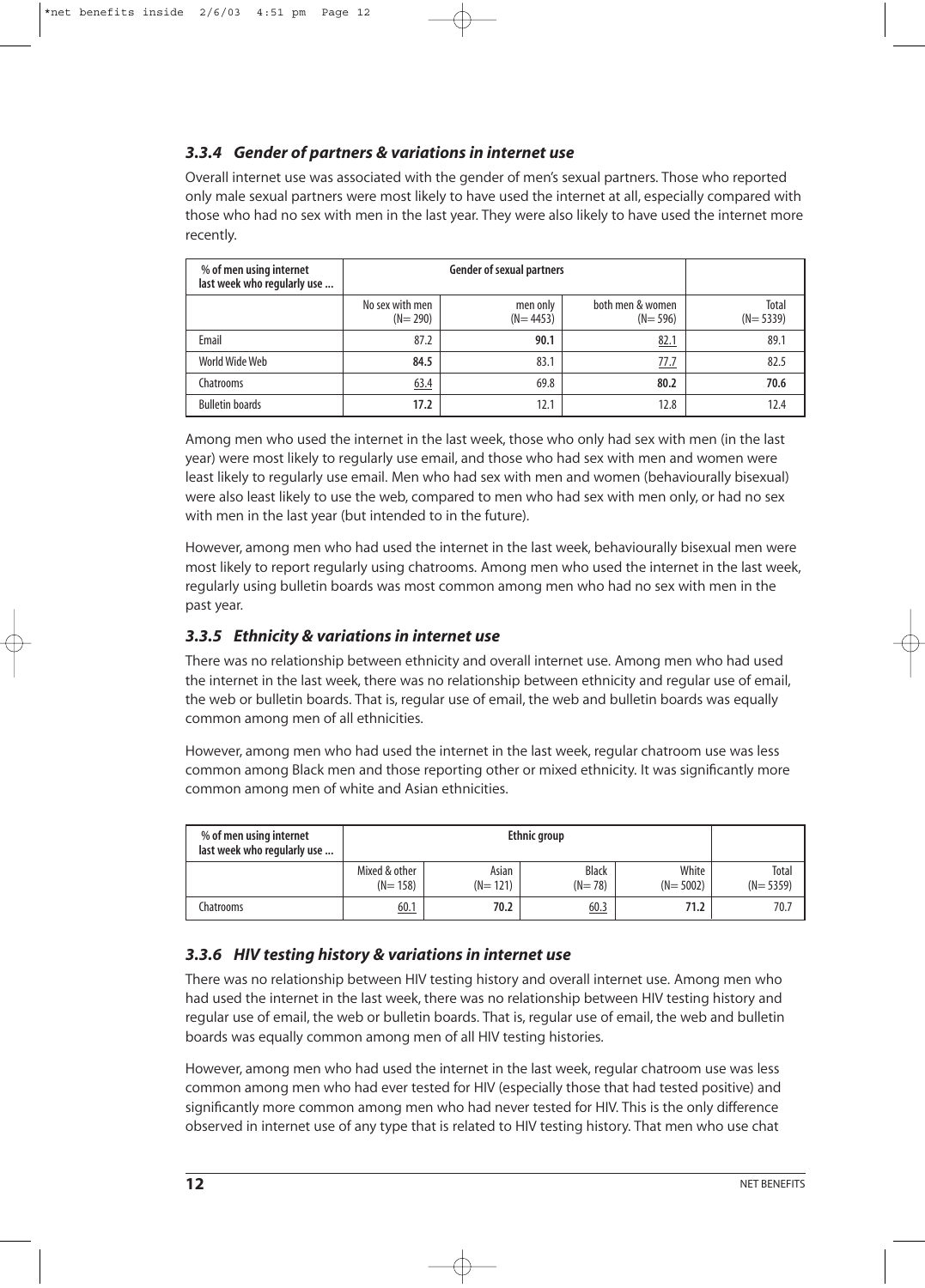### *3.3.4 Gender of partners & variations in internet use*

Overall internet use was associated with the gender of men's sexual partners. Those who reported only male sexual partners were most likely to have used the internet at all, especially compared with those who had no sex with men in the last year. They were also likely to have used the internet more recently.

| % of men using internet last week who regularly use ... | Gender of sexual partners | | | |
|---|---|---|---|---|
| | No sex with men (N= 290) | men only (N= 4453) | both men & women (N= 596) | Total (N= 5339) |
| Email | 87.2 | **90.1** | 82.1 | 89.1 |
| World Wide Web | **84.5** | 83.1 | 77.7 | 82.5 |
| Chatrooms | 63.4 | 69.8 | **80.2** | **70.6** |
| Bulletin boards | **17.2** | 12.1 | 12.8 | 12.4 |

Among men who used the internet in the last week, those who only had sex with men (in the last year) were most likely to regularly use email, and those who had sex with men and women were least likely to regularly use email. Men who had sex with men and women (behaviourally bisexual) were also least likely to use the web, compared to men who had sex with men only, or had no sex with men in the last year (but intended to in the future).

However, among men who had used the internet in the last week, behaviourally bisexual men were most likely to report regularly using chatrooms. Among men who used the internet in the last week, regularly using bulletin boards was most common among men who had no sex with men in the past year.

### *3.3.5 Ethnicity & variations in internet use*

There was no relationship between ethnicity and overall internet use. Among men who had used the internet in the last week, there was no relationship between ethnicity and regular use of email, the web or bulletin boards. That is, regular use of email, the web and bulletin boards was equally common among men of all ethnicities.

However, among men who had used the internet in the last week, regular chatroom use was less common among Black men and those reporting other or mixed ethnicity. It was significantly more common among men of white and Asian ethnicities.

| % of men using internet last week who regularly use ... | Ethnic group | | | | |
|---|---|---|---|---|---|
| | Mixed & other (N= 158) | Asian (N= 121) | Black (N= 78) | White (N= 5002) | Total (N= 5359) |
| Chatrooms | 60.1 | **70.2** | 60.3 | **71.2** | 70.7 |

### *3.3.6 HIV testing history & variations in internet use*

There was no relationship between HIV testing history and overall internet use. Among men who had used the internet in the last week, there was no relationship between HIV testing history and regular use of email, the web or bulletin boards. That is, regular use of email, the web and bulletin boards was equally common among men of all HIV testing histories.

However, among men who had used the internet in the last week, regular chatroom use was less common among men who had ever tested for HIV (especially those that had tested positive) and significantly more common among men who had never tested for HIV. This is the only difference observed in internet use of any type that is related to HIV testing history. That men who use chat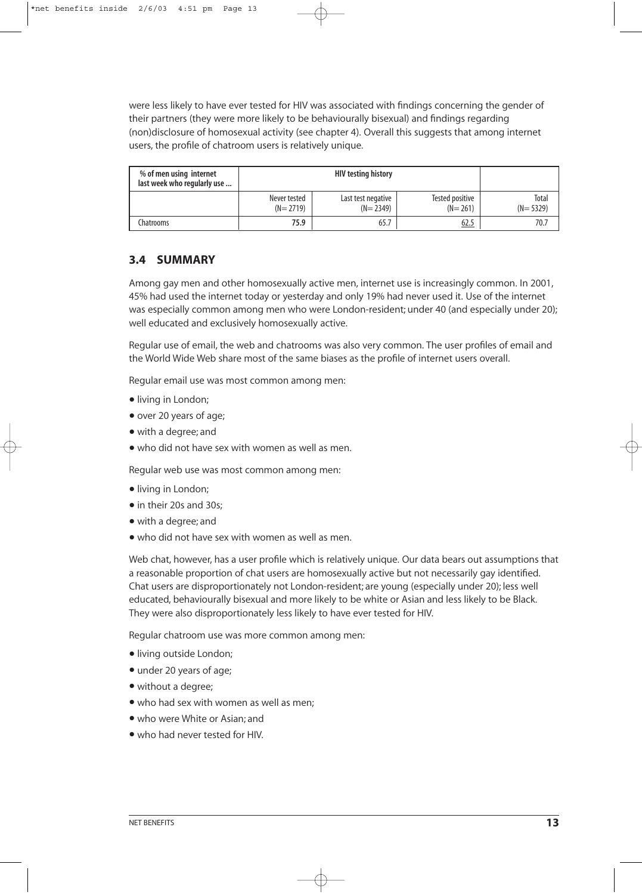were less likely to have ever tested for HIV was associated with findings concerning the gender of their partners (they were more likely to be behaviourally bisexual) and findings regarding (non)disclosure of homosexual activity (see chapter 4). Overall this suggests that among internet users, the profile of chatroom users is relatively unique.

| % of men using internet last week who regularly use ... | HIV testing history | | | |
|---|---|---|---|---|
| | Never tested (N= 2719) | Last test negative (N= 2349) | Tested positive (N= 261) | Total (N= 5329) |
| Chatrooms | **75.9** | 65.7 | <u>62.5</u> | 70.7 |

## 3.4 SUMMARY

Among gay men and other homosexually active men, internet use is increasingly common. In 2001, 45% had used the internet today or yesterday and only 19% had never used it. Use of the internet was especially common among men who were London-resident; under 40 (and especially under 20); well educated and exclusively homosexually active.

Regular use of email, the web and chatrooms was also very common. The user profiles of email and the World Wide Web share most of the same biases as the profile of internet users overall.

Regular email use was most common among men:

- living in London;
- over 20 years of age;
- with a degree; and
- who did not have sex with women as well as men.

Regular web use was most common among men:

- living in London;
- in their 20s and 30s;
- with a degree; and
- who did not have sex with women as well as men.

Web chat, however, has a user profile which is relatively unique. Our data bears out assumptions that a reasonable proportion of chat users are homosexually active but not necessarily gay identified. Chat users are disproportionately not London-resident; are young (especially under 20); less well educated, behaviourally bisexual and more likely to be white or Asian and less likely to be Black. They were also disproportionately less likely to have ever tested for HIV.

Regular chatroom use was more common among men:

- living outside London;
- under 20 years of age;
- without a degree;
- who had sex with women as well as men;
- who were White or Asian; and
- who had never tested for HIV.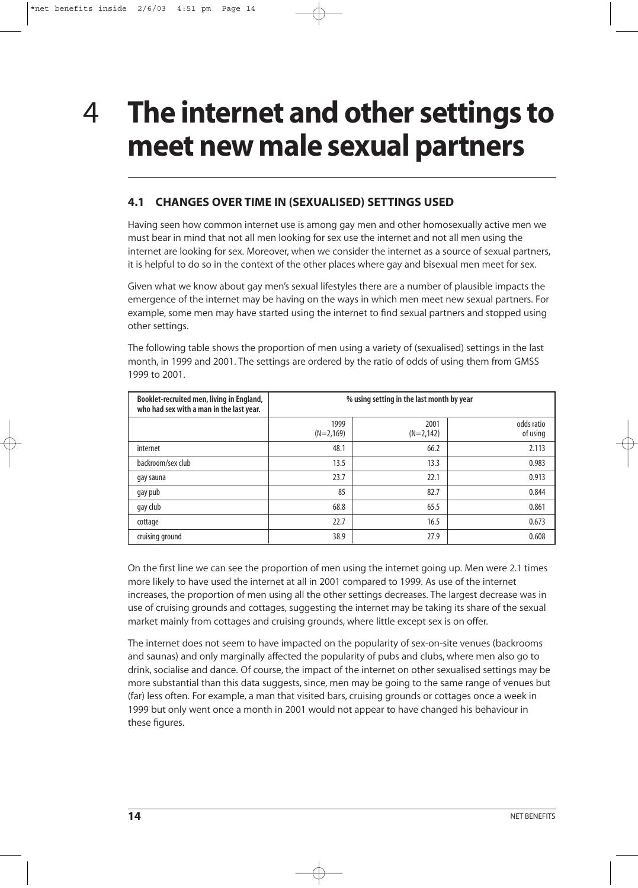# 4 The internet and other settings to meet new male sexual partners

## 4.1 CHANGES OVER TIME IN (SEXUALISED) SETTINGS USED

Having seen how common internet use is among gay men and other homosexually active men we must bear in mind that not all men looking for sex use the internet and not all men using the internet are looking for sex. Moreover, when we consider the internet as a source of sexual partners, it is helpful to do so in the context of the other places where gay and bisexual men meet for sex.

Given what we know about gay men's sexual lifestyles there are a number of plausible impacts the emergence of the internet may be having on the ways in which men meet new sexual partners. For example, some men may have started using the internet to find sexual partners and stopped using other settings.

The following table shows the proportion of men using a variety of (sexualised) settings in the last month, in 1999 and 2001. The settings are ordered by the ratio of odds of using them from GMSS 1999 to 2001.

| Booklet-recruited men, living in England, who had sex with a man in the last year. | % using setting in the last month by year | | |
|---|---|---|---|
| | 1999 (N=2,169) | 2001 (N=2,142) | odds ratio of using |
| internet | 48.1 | 66.2 | 2.113 |
| backroom/sex club | 13.5 | 13.3 | 0.983 |
| gay sauna | 23.7 | 22.1 | 0.913 |
| gay pub | 85 | 82.7 | 0.844 |
| gay club | 68.8 | 65.5 | 0.861 |
| cottage | 22.7 | 16.5 | 0.673 |
| cruising ground | 38.9 | 27.9 | 0.608 |

On the first line we can see the proportion of men using the internet going up. Men were 2.1 times more likely to have used the internet at all in 2001 compared to 1999. As use of the internet increases, the proportion of men using all the other settings decreases. The largest decrease was in use of cruising grounds and cottages, suggesting the internet may be taking its share of the sexual market mainly from cottages and cruising grounds, where little except sex is on offer.

The internet does not seem to have impacted on the popularity of sex-on-site venues (backrooms and saunas) and only marginally affected the popularity of pubs and clubs, where men also go to drink, socialise and dance. Of course, the impact of the internet on other sexualised settings may be more substantial than this data suggests, since, men may be going to the same range of venues but (far) less often. For example, a man that visited bars, cruising grounds or cottages once a week in 1999 but only went once a month in 2001 would not appear to have changed his behaviour in these figures.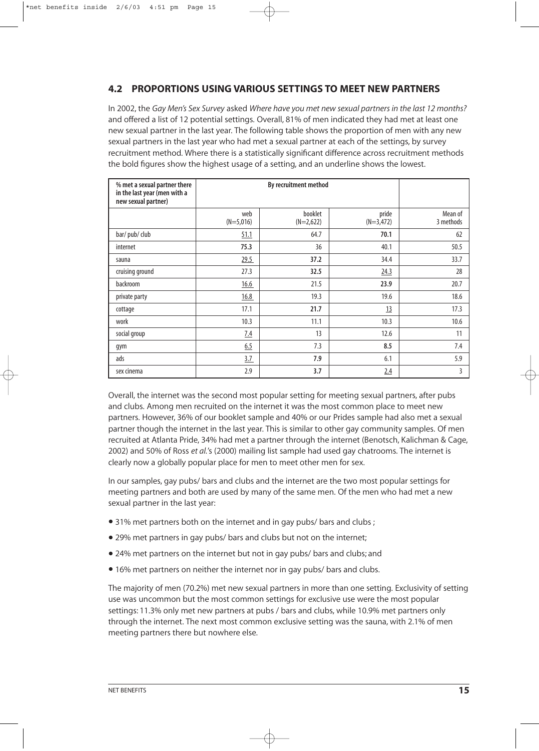## 4.2 PROPORTIONS USING VARIOUS SETTINGS TO MEET NEW PARTNERS

In 2002, the *Gay Men's Sex Survey* asked *Where have you met new sexual partners in the last 12 months?* and offered a list of 12 potential settings. Overall, 81% of men indicated they had met at least one new sexual partner in the last year. The following table shows the proportion of men with any new sexual partners in the last year who had met a sexual partner at each of the settings, by survey recruitment method. Where there is a statistically significant difference across recruitment methods the bold figures show the highest usage of a setting, and an underline shows the lowest.

| % met a sexual partner there in the last year (men with a new sexual partner) | By recruitment method | | | |
|---|---|---|---|---|
| | web (N=5,016) | booklet (N=2,622) | pride (N=3,472) | Mean of 3 methods |
| bar/ pub/ club | <u>51.1</u> | 64.7 | **70.1** | 62 |
| internet | **75.3** | 36 | 40.1 | 50.5 |
| sauna | <u>29.5</u> | **37.2** | 34.4 | 33.7 |
| cruising ground | 27.3 | **32.5** | <u>24.3</u> | 28 |
| backroom | <u>16.6</u> | 21.5 | **23.9** | 20.7 |
| private party | <u>16.8</u> | 19.3 | 19.6 | 18.6 |
| cottage | 17.1 | **21.7** | <u>13</u> | 17.3 |
| work | 10.3 | 11.1 | 10.3 | 10.6 |
| social group | <u>7.4</u> | 13 | 12.6 | 11 |
| gym | <u>6.5</u> | 7.3 | **8.5** | 7.4 |
| ads | <u>3.7</u> | **7.9** | 6.1 | 5.9 |
| sex cinema | 2.9 | **3.7** | <u>2.4</u> | 3 |

Overall, the internet was the second most popular setting for meeting sexual partners, after pubs and clubs. Among men recruited on the internet it was the most common place to meet new partners. However, 36% of our booklet sample and 40% or our Prides sample had also met a sexual partner though the internet in the last year. This is similar to other gay community samples. Of men recruited at Atlanta Pride, 34% had met a partner through the internet (Benotsch, Kalichman & Cage, 2002) and 50% of Ross *et al.*'s (2000) mailing list sample had used gay chatrooms. The internet is clearly now a globally popular place for men to meet other men for sex.

In our samples, gay pubs/ bars and clubs and the internet are the two most popular settings for meeting partners and both are used by many of the same men. Of the men who had met a new sexual partner in the last year:

- 31% met partners both on the internet and in gay pubs/ bars and clubs ;
- 29% met partners in gay pubs/ bars and clubs but not on the internet;
- 24% met partners on the internet but not in gay pubs/ bars and clubs; and
- 16% met partners on neither the internet nor in gay pubs/ bars and clubs.

The majority of men (70.2%) met new sexual partners in more than one setting. Exclusivity of setting use was uncommon but the most common settings for exclusive use were the most popular settings: 11.3% only met new partners at pubs / bars and clubs, while 10.9% met partners only through the internet. The next most common exclusive setting was the sauna, with 2.1% of men meeting partners there but nowhere else.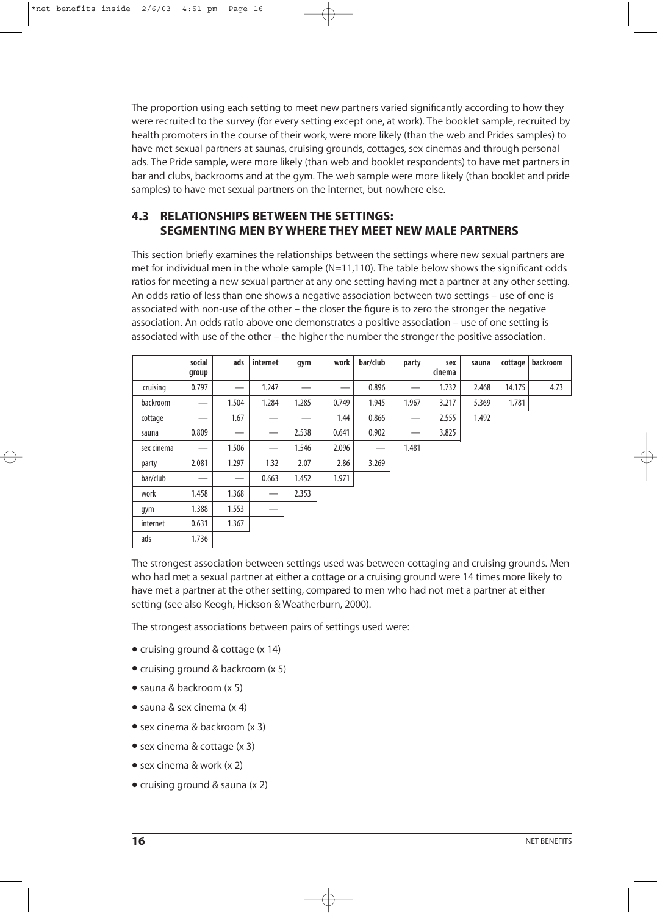The proportion using each setting to meet new partners varied significantly according to how they were recruited to the survey (for every setting except one, at work). The booklet sample, recruited by health promoters in the course of their work, were more likely (than the web and Prides samples) to have met sexual partners at saunas, cruising grounds, cottages, sex cinemas and through personal ads. The Pride sample, were more likely (than web and booklet respondents) to have met partners in bar and clubs, backrooms and at the gym. The web sample were more likely (than booklet and pride samples) to have met sexual partners on the internet, but nowhere else.

## 4.3 RELATIONSHIPS BETWEEN THE SETTINGS: SEGMENTING MEN BY WHERE THEY MEET NEW MALE PARTNERS

This section briefly examines the relationships between the settings where new sexual partners are met for individual men in the whole sample (N=11,110). The table below shows the significant odds ratios for meeting a new sexual partner at any one setting having met a partner at any other setting. An odds ratio of less than one shows a negative association between two settings – use of one is associated with non-use of the other – the closer the figure is to zero the stronger the negative association. An odds ratio above one demonstrates a positive association – use of one setting is associated with use of the other – the higher the number the stronger the positive association.

| | social group | ads | internet | gym | work | bar/club | party | sex cinema | sauna | cottage | backroom |
|---|---|---|---|---|---|---|---|---|---|---|---|
| cruising | 0.797 | — | 1.247 | — | — | 0.896 | — | 1.732 | 2.468 | 14.175 | 4.73 |
| backroom | — | 1.504 | 1.284 | 1.285 | 0.749 | 1.945 | 1.967 | 3.217 | 5.369 | 1.781 | |
| cottage | — | 1.67 | — | — | 1.44 | 0.866 | — | 2.555 | 1.492 | | |
| sauna | 0.809 | — | — | 2.538 | 0.641 | 0.902 | — | 3.825 | | | |
| sex cinema | — | 1.506 | — | 1.546 | 2.096 | — | 1.481 | | | | |
| party | 2.081 | 1.297 | 1.32 | 2.07 | 2.86 | 3.269 | | | | | |
| bar/club | — | — | 0.663 | 1.452 | 1.971 | | | | | | |
| work | 1.458 | 1.368 | — | 2.353 | | | | | | | |
| gym | 1.388 | 1.553 | — | | | | | | | | |
| internet | 0.631 | 1.367 | | | | | | | | | |
| ads | 1.736 | | | | | | | | | | |

The strongest association between settings used was between cottaging and cruising grounds. Men who had met a sexual partner at either a cottage or a cruising ground were 14 times more likely to have met a partner at the other setting, compared to men who had not met a partner at either setting (see also Keogh, Hickson & Weatherburn, 2000).

The strongest associations between pairs of settings used were:

- cruising ground & cottage (x 14)
- cruising ground & backroom (x 5)
- sauna & backroom (x 5)
- sauna & sex cinema (x 4)
- sex cinema & backroom (x 3)
- sex cinema & cottage (x 3)
- sex cinema & work (x 2)
- cruising ground & sauna (x 2)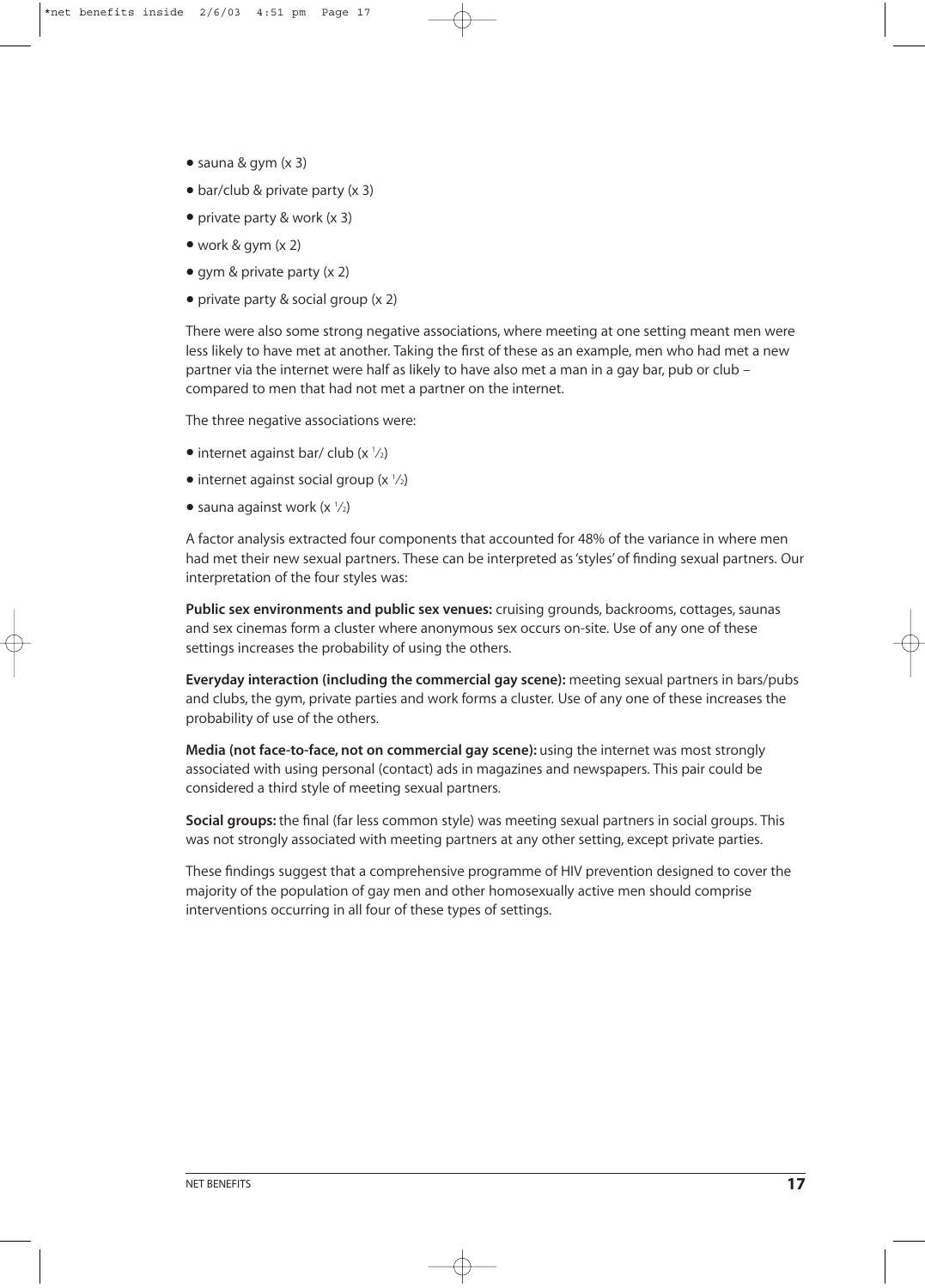- sauna & gym (x 3)
- bar/club & private party (x 3)
- private party & work (x 3)
- work & gym (x 2)
- gym & private party (x 2)
- private party & social group (x 2)

There were also some strong negative associations, where meeting at one setting meant men were less likely to have met at another. Taking the first of these as an example, men who had met a new partner via the internet were half as likely to have also met a man in a gay bar, pub or club – compared to men that had not met a partner on the internet.

The three negative associations were:

- internet against bar/ club (x ½)
- internet against social group (x ½)
- sauna against work (x ½)

A factor analysis extracted four components that accounted for 48% of the variance in where men had met their new sexual partners. These can be interpreted as 'styles' of finding sexual partners. Our interpretation of the four styles was:

**Public sex environments and public sex venues:** cruising grounds, backrooms, cottages, saunas and sex cinemas form a cluster where anonymous sex occurs on-site. Use of any one of these settings increases the probability of using the others.

**Everyday interaction (including the commercial gay scene):** meeting sexual partners in bars/pubs and clubs, the gym, private parties and work forms a cluster. Use of any one of these increases the probability of use of the others.

**Media (not face-to-face, not on commercial gay scene):** using the internet was most strongly associated with using personal (contact) ads in magazines and newspapers. This pair could be considered a third style of meeting sexual partners.

**Social groups:** the final (far less common style) was meeting sexual partners in social groups. This was not strongly associated with meeting partners at any other setting, except private parties.

These findings suggest that a comprehensive programme of HIV prevention designed to cover the majority of the population of gay men and other homosexually active men should comprise interventions occurring in all four of these types of settings.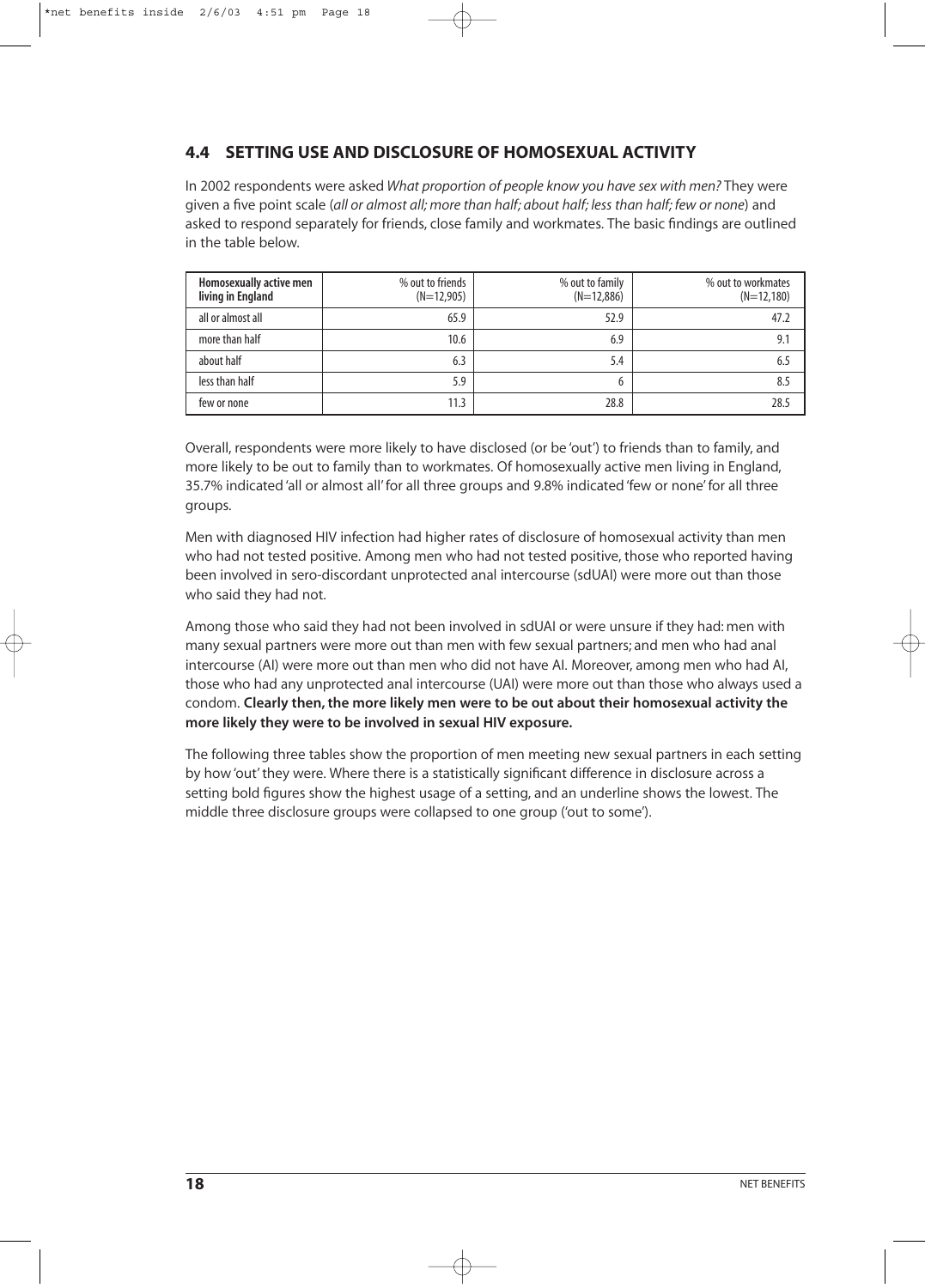## 4.4 SETTING USE AND DISCLOSURE OF HOMOSEXUAL ACTIVITY

In 2002 respondents were asked *What proportion of people know you have sex with men?* They were given a five point scale (*all or almost all; more than half; about half; less than half; few or none*) and asked to respond separately for friends, close family and workmates. The basic findings are outlined in the table below.

| Homosexually active men living in England | % out to friends (N=12,905) | % out to family (N=12,886) | % out to workmates (N=12,180) |
|---|---|---|---|
| all or almost all | 65.9 | 52.9 | 47.2 |
| more than half | 10.6 | 6.9 | 9.1 |
| about half | 6.3 | 5.4 | 6.5 |
| less than half | 5.9 | 6 | 8.5 |
| few or none | 11.3 | 28.8 | 28.5 |

Overall, respondents were more likely to have disclosed (or be 'out') to friends than to family, and more likely to be out to family than to workmates. Of homosexually active men living in England, 35.7% indicated 'all or almost all' for all three groups and 9.8% indicated 'few or none' for all three groups.

Men with diagnosed HIV infection had higher rates of disclosure of homosexual activity than men who had not tested positive. Among men who had not tested positive, those who reported having been involved in sero-discordant unprotected anal intercourse (sdUAI) were more out than those who said they had not.

Among those who said they had not been involved in sdUAI or were unsure if they had: men with many sexual partners were more out than men with few sexual partners; and men who had anal intercourse (AI) were more out than men who did not have AI. Moreover, among men who had AI, those who had any unprotected anal intercourse (UAI) were more out than those who always used a condom. **Clearly then, the more likely men were to be out about their homosexual activity the more likely they were to be involved in sexual HIV exposure.**

The following three tables show the proportion of men meeting new sexual partners in each setting by how 'out' they were. Where there is a statistically significant difference in disclosure across a setting bold figures show the highest usage of a setting, and an underline shows the lowest. The middle three disclosure groups were collapsed to one group ('out to some').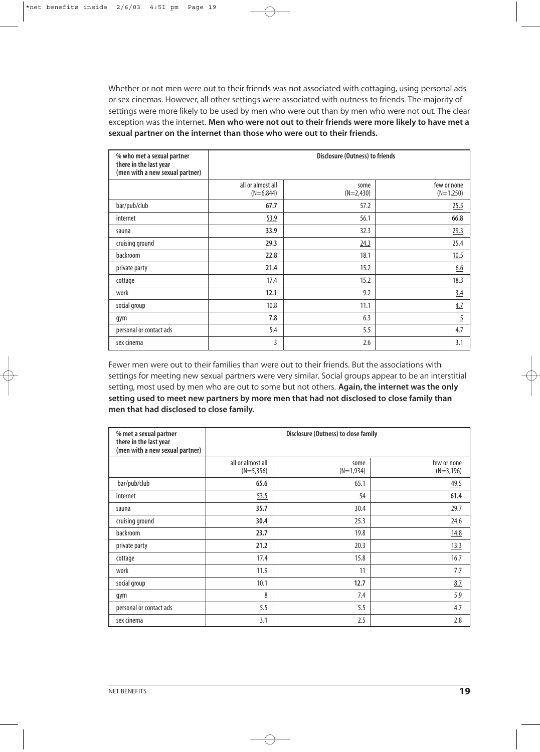Whether or not men were out to their friends was not associated with cottaging, using personal ads or sex cinemas. However, all other settings were associated with outness to friends. The majority of settings were more likely to be used by men who were out than by men who were not out. The clear exception was the internet. **Men who were not out to their friends were more likely to have met a sexual partner on the internet than those who were out to their friends.**

| % who met a sexual partner there in the last year (men with a new sexual partner) | Disclosure (Outness) to friends | | |
|---|---|---|---|
| | all or almost all (N=6,844) | some (N=2,430) | few or none (N=1,250) |
| bar/pub/club | **67.7** | 57.2 | 25.5 |
| internet | 53.9 | 56.1 | **66.8** |
| sauna | **33.9** | 32.3 | 29.3 |
| cruising ground | **29.3** | 24.3 | 25.4 |
| backroom | **22.8** | 18.1 | 10.5 |
| private party | **21.4** | 15.2 | 6.6 |
| cottage | 17.4 | 15.2 | 18.3 |
| work | **12.1** | 9.2 | 3.4 |
| social group | 10.8 | 11.1 | 4.7 |
| gym | **7.8** | 6.3 | 5 |
| personal or contact ads | 5.4 | 5.5 | 4.7 |
| sex cinema | 3 | 2.6 | 3.1 |

Fewer men were out to their families than were out to their friends. But the associations with settings for meeting new sexual partners were very similar. Social groups appear to be an interstitial setting, most used by men who are out to some but not others. **Again, the internet was the only setting used to meet new partners by more men that had not disclosed to close family than men that had disclosed to close family.**

| % met a sexual partner there in the last year (men with a new sexual partner) | Disclosure (Outness) to close family | | |
|---|---|---|---|
| | all or almost all (N=5,356) | some (N=1,934) | few or none (N=3,196) |
| bar/pub/club | **65.6** | 65.1 | 49.5 |
| internet | 53.5 | 54 | **61.4** |
| sauna | **35.7** | 30.4 | 29.7 |
| cruising ground | **30.4** | 25.3 | 24.6 |
| backroom | **23.7** | 19.8 | 14.8 |
| private party | **21.2** | 20.3 | 13.3 |
| cottage | 17.4 | 15.8 | 16.7 |
| work | 11.9 | 11 | 7.7 |
| social group | 10.1 | **12.7** | 8.7 |
| gym | 8 | 7.4 | 5.9 |
| personal or contact ads | 5.5 | 5.5 | 4.7 |
| sex cinema | 3.1 | 2.5 | 2.8 |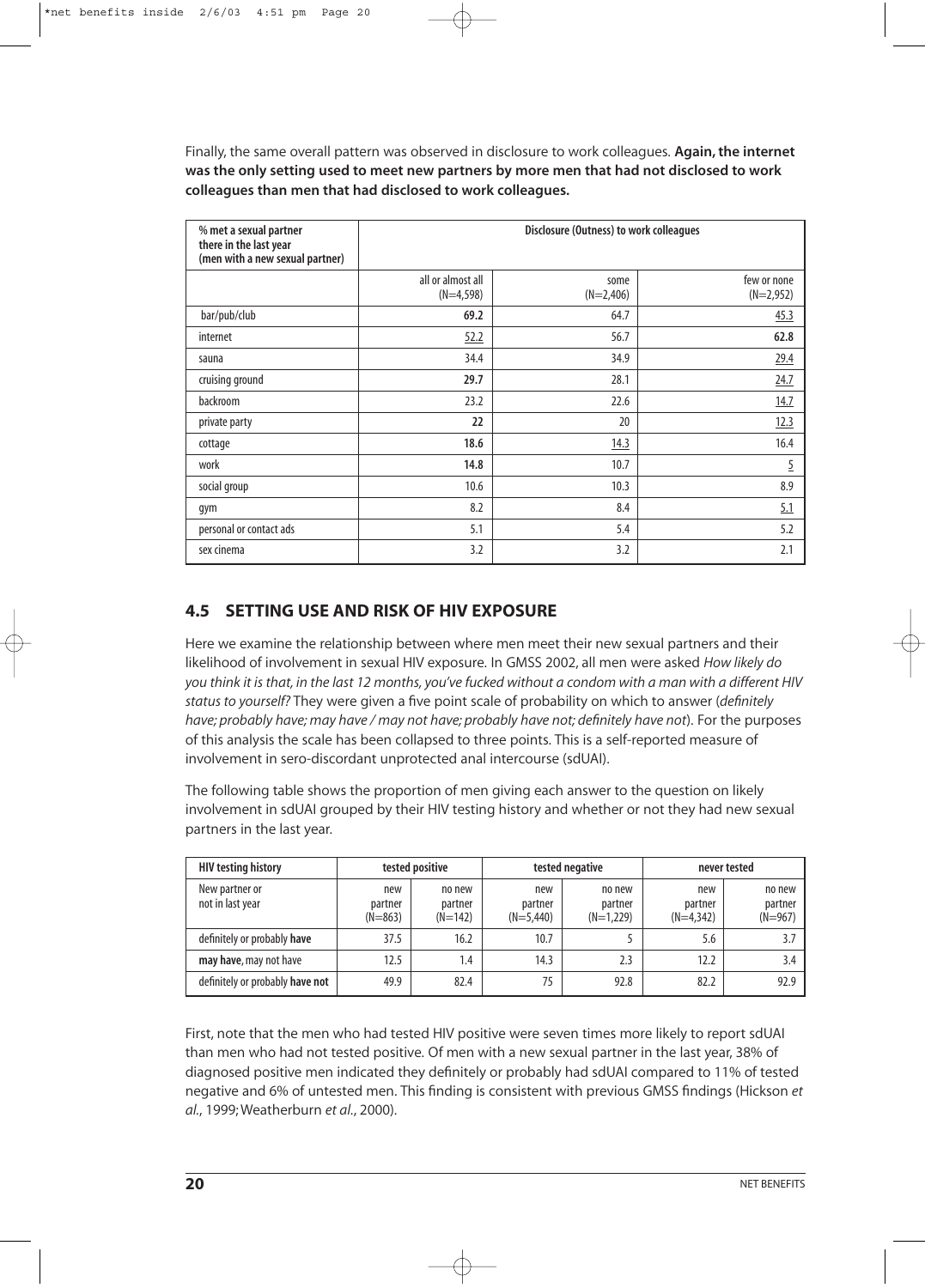Finally, the same overall pattern was observed in disclosure to work colleagues. **Again, the internet was the only setting used to meet new partners by more men that had not disclosed to work colleagues than men that had disclosed to work colleagues.**

| % met a sexual partner there in the last year (men with a new sexual partner) | Disclosure (Outness) to work colleagues | | |
|---|---|---|---|
| | all or almost all (N=4,598) | some (N=2,406) | few or none (N=2,952) |
| bar/pub/club | **69.2** | 64.7 | <u>45.3</u> |
| internet | <u>52.2</u> | 56.7 | **62.8** |
| sauna | 34.4 | 34.9 | <u>29.4</u> |
| cruising ground | **29.7** | 28.1 | <u>24.7</u> |
| backroom | 23.2 | 22.6 | <u>14.7</u> |
| private party | **22** | 20 | <u>12.3</u> |
| cottage | **18.6** | <u>14.3</u> | 16.4 |
| work | **14.8** | 10.7 | <u>5</u> |
| social group | 10.6 | 10.3 | 8.9 |
| gym | 8.2 | 8.4 | <u>5.1</u> |
| personal or contact ads | 5.1 | 5.4 | 5.2 |
| sex cinema | 3.2 | 3.2 | 2.1 |

## 4.5 SETTING USE AND RISK OF HIV EXPOSURE

Here we examine the relationship between where men meet their new sexual partners and their likelihood of involvement in sexual HIV exposure. In GMSS 2002, all men were asked *How likely do you think it is that, in the last 12 months, you've fucked without a condom with a man with a different HIV status to yourself?* They were given a five point scale of probability on which to answer (*definitely have; probably have; may have / may not have; probably have not; definitely have not*). For the purposes of this analysis the scale has been collapsed to three points. This is a self-reported measure of involvement in sero-discordant unprotected anal intercourse (sdUAI).

The following table shows the proportion of men giving each answer to the question on likely involvement in sdUAI grouped by their HIV testing history and whether or not they had new sexual partners in the last year.

| HIV testing history | tested positive | | tested negative | | never tested | |
|---|---|---|---|---|---|---|
| New partner or not in last year | new partner (N=863) | no new partner (N=142) | new partner (N=5,440) | no new partner (N=1,229) | new partner (N=4,342) | no new partner (N=967) |
| definitely or probably **have** | 37.5 | 16.2 | 10.7 | 5 | 5.6 | 3.7 |
| **may have**, may not have | 12.5 | 1.4 | 14.3 | 2.3 | 12.2 | 3.4 |
| definitely or probably **have not** | 49.9 | 82.4 | 75 | 92.8 | 82.2 | 92.9 |

First, note that the men who had tested HIV positive were seven times more likely to report sdUAI than men who had not tested positive. Of men with a new sexual partner in the last year, 38% of diagnosed positive men indicated they definitely or probably had sdUAI compared to 11% of tested negative and 6% of untested men. This finding is consistent with previous GMSS findings (Hickson *et al.*, 1999; Weatherburn *et al.*, 2000).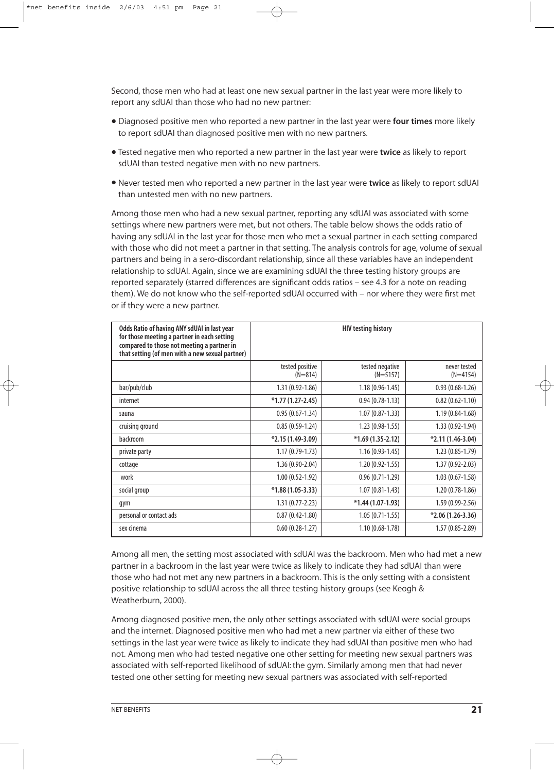Second, those men who had at least one new sexual partner in the last year were more likely to report any sdUAI than those who had no new partner:

- Diagnosed positive men who reported a new partner in the last year were **four times** more likely to report sdUAI than diagnosed positive men with no new partners.
- Tested negative men who reported a new partner in the last year were **twice** as likely to report sdUAI than tested negative men with no new partners.
- Never tested men who reported a new partner in the last year were **twice** as likely to report sdUAI than untested men with no new partners.

Among those men who had a new sexual partner, reporting any sdUAI was associated with some settings where new partners were met, but not others. The table below shows the odds ratio of having any sdUAI in the last year for those men who met a sexual partner in each setting compared with those who did not meet a partner in that setting. The analysis controls for age, volume of sexual partners and being in a sero-discordant relationship, since all these variables have an independent relationship to sdUAI. Again, since we are examining sdUAI the three testing history groups are reported separately (starred differences are significant odds ratios – see 4.3 for a note on reading them). We do not know who the self-reported sdUAI occurred with – nor where they were first met or if they were a new partner.

| Odds Ratio of having ANY sdUAI in last year for those meeting a partner in each setting compared to those not meeting a partner in that setting (of men with a new sexual partner) | HIV testing history | | |
|---|---|---|---|
| | tested positive (N=814) | tested negative (N=5157) | never tested (N=4154) |
| bar/pub/club | 1.31 (0.92-1.86) | 1.18 (0.96-1.45) | 0.93 (0.68-1.26) |
| internet | **\*1.77 (1.27-2.45)** | 0.94 (0.78-1.13) | 0.82 (0.62-1.10) |
| sauna | 0.95 (0.67-1.34) | 1.07 (0.87-1.33) | 1.19 (0.84-1.68) |
| cruising ground | 0.85 (0.59-1.24) | 1.23 (0.98-1.55) | 1.33 (0.92-1.94) |
| backroom | **\*2.15 (1.49-3.09)** | **\*1.69 (1.35-2.12)** | **\*2.11 (1.46-3.04)** |
| private party | 1.17 (0.79-1.73) | 1.16 (0.93-1.45) | 1.23 (0.85-1.79) |
| cottage | 1.36 (0.90-2.04) | 1.20 (0.92-1.55) | 1.37 (0.92-2.03) |
| work | 1.00 (0.52-1.92) | 0.96 (0.71-1.29) | 1.03 (0.67-1.58) |
| social group | **\*1.88 (1.05-3.33)** | 1.07 (0.81-1.43) | 1.20 (0.78-1.86) |
| gym | 1.31 (0.77-2.23) | **\*1.44 (1.07-1.93)** | 1.59 (0.99-2.56) |
| personal or contact ads | 0.87 (0.42-1.80) | 1.05 (0.71-1.55) | **\*2.06 (1.26-3.36)** |
| sex cinema | 0.60 (0.28-1.27) | 1.10 (0.68-1.78) | 1.57 (0.85-2.89) |

Among all men, the setting most associated with sdUAI was the backroom. Men who had met a new partner in a backroom in the last year were twice as likely to indicate they had sdUAI than were those who had not met any new partners in a backroom. This is the only setting with a consistent positive relationship to sdUAI across the all three testing history groups (see Keogh & Weatherburn, 2000).

Among diagnosed positive men, the only other settings associated with sdUAI were social groups and the internet. Diagnosed positive men who had met a new partner via either of these two settings in the last year were twice as likely to indicate they had sdUAI than positive men who had not. Among men who had tested negative one other setting for meeting new sexual partners was associated with self-reported likelihood of sdUAI: the gym. Similarly among men that had never tested one other setting for meeting new sexual partners was associated with self-reported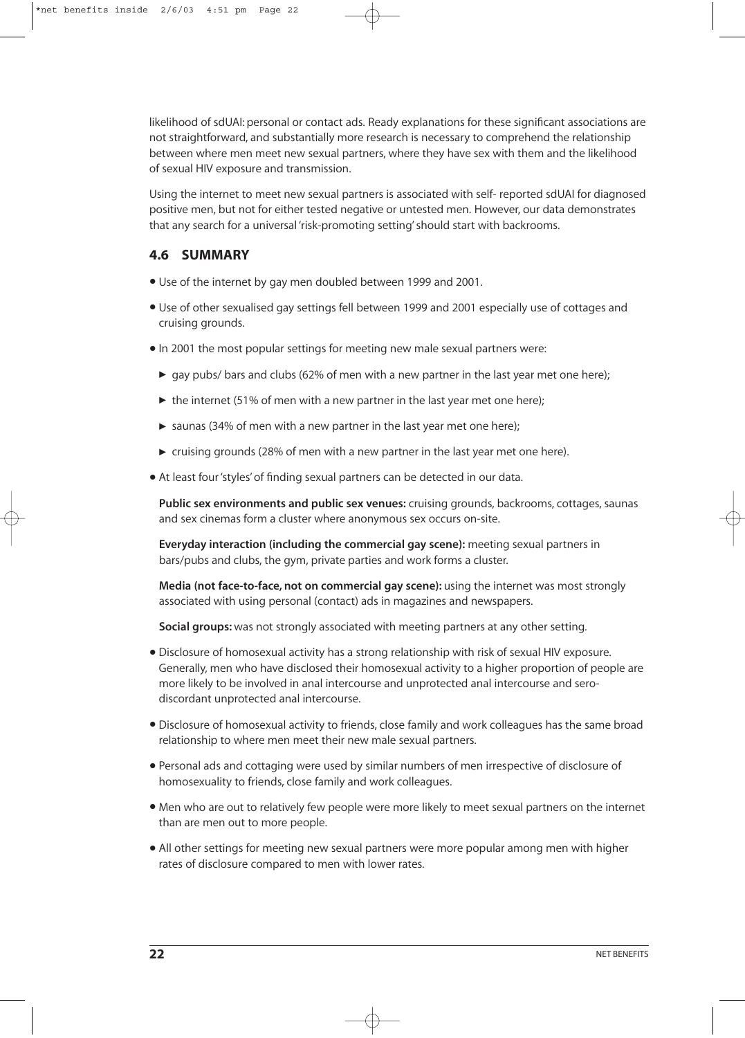likelihood of sdUAI: personal or contact ads. Ready explanations for these significant associations are not straightforward, and substantially more research is necessary to comprehend the relationship between where men meet new sexual partners, where they have sex with them and the likelihood of sexual HIV exposure and transmission.

Using the internet to meet new sexual partners is associated with self- reported sdUAI for diagnosed positive men, but not for either tested negative or untested men. However, our data demonstrates that any search for a universal 'risk-promoting setting' should start with backrooms.

## 4.6 SUMMARY

- Use of the internet by gay men doubled between 1999 and 2001.
- Use of other sexualised gay settings fell between 1999 and 2001 especially use of cottages and cruising grounds.
- In 2001 the most popular settings for meeting new male sexual partners were:
  - gay pubs/ bars and clubs (62% of men with a new partner in the last year met one here);
  - the internet (51% of men with a new partner in the last year met one here);
  - saunas (34% of men with a new partner in the last year met one here);
  - cruising grounds (28% of men with a new partner in the last year met one here).
- At least four 'styles' of finding sexual partners can be detected in our data.

  **Public sex environments and public sex venues:** cruising grounds, backrooms, cottages, saunas and sex cinemas form a cluster where anonymous sex occurs on-site.

  **Everyday interaction (including the commercial gay scene):** meeting sexual partners in bars/pubs and clubs, the gym, private parties and work forms a cluster.

  **Media (not face-to-face, not on commercial gay scene):** using the internet was most strongly associated with using personal (contact) ads in magazines and newspapers.

  **Social groups:** was not strongly associated with meeting partners at any other setting.
- Disclosure of homosexual activity has a strong relationship with risk of sexual HIV exposure. Generally, men who have disclosed their homosexual activity to a higher proportion of people are more likely to be involved in anal intercourse and unprotected anal intercourse and sero-discordant unprotected anal intercourse.
- Disclosure of homosexual activity to friends, close family and work colleagues has the same broad relationship to where men meet their new male sexual partners.
- Personal ads and cottaging were used by similar numbers of men irrespective of disclosure of homosexuality to friends, close family and work colleagues.
- Men who are out to relatively few people were more likely to meet sexual partners on the internet than are men out to more people.
- All other settings for meeting new sexual partners were more popular among men with higher rates of disclosure compared to men with lower rates.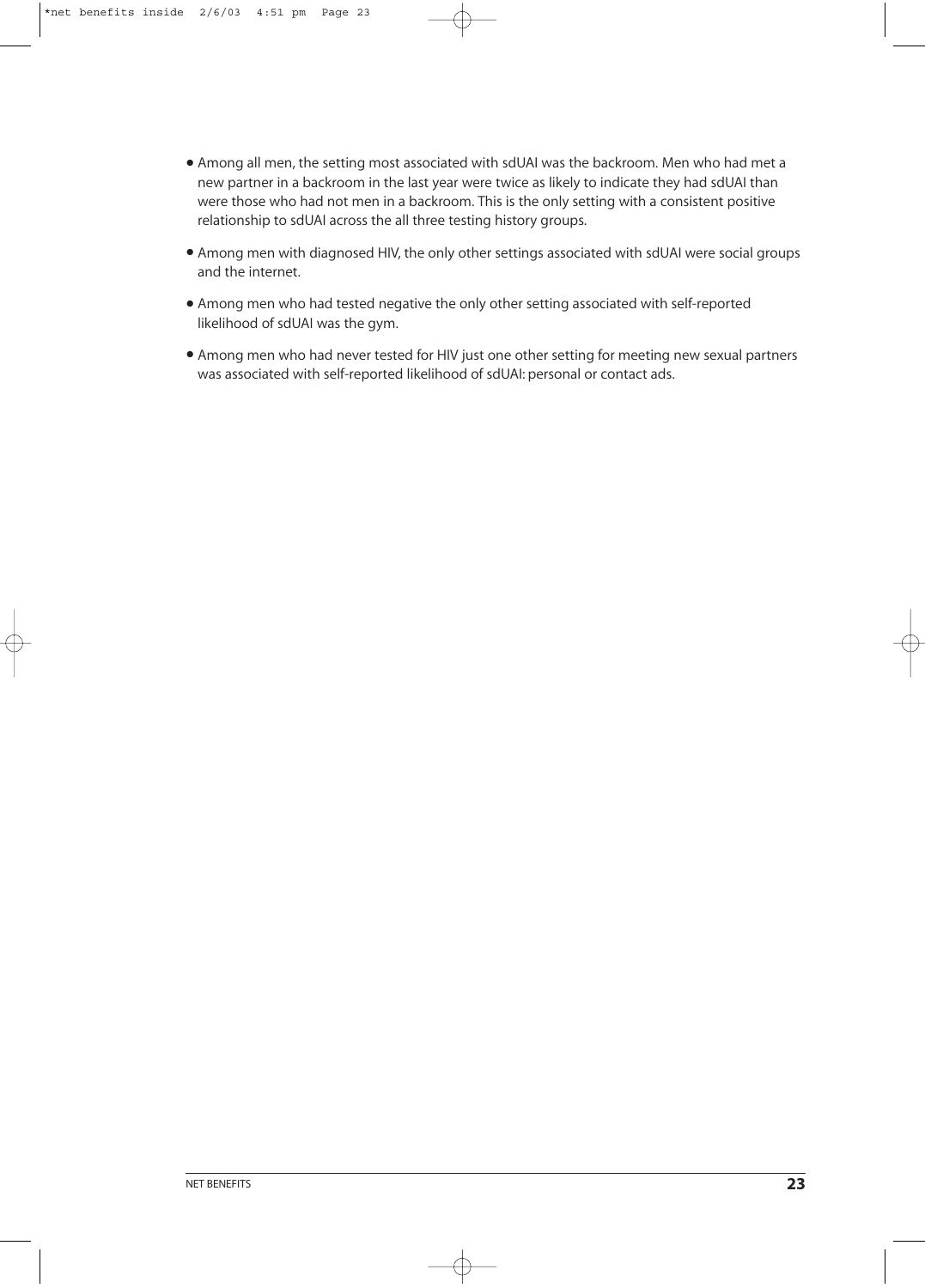- Among all men, the setting most associated with sdUAI was the backroom. Men who had met a new partner in a backroom in the last year were twice as likely to indicate they had sdUAI than were those who had not men in a backroom. This is the only setting with a consistent positive relationship to sdUAI across the all three testing history groups.
- Among men with diagnosed HIV, the only other settings associated with sdUAI were social groups and the internet.
- Among men who had tested negative the only other setting associated with self-reported likelihood of sdUAI was the gym.
- Among men who had never tested for HIV just one other setting for meeting new sexual partners was associated with self-reported likelihood of sdUAI: personal or contact ads.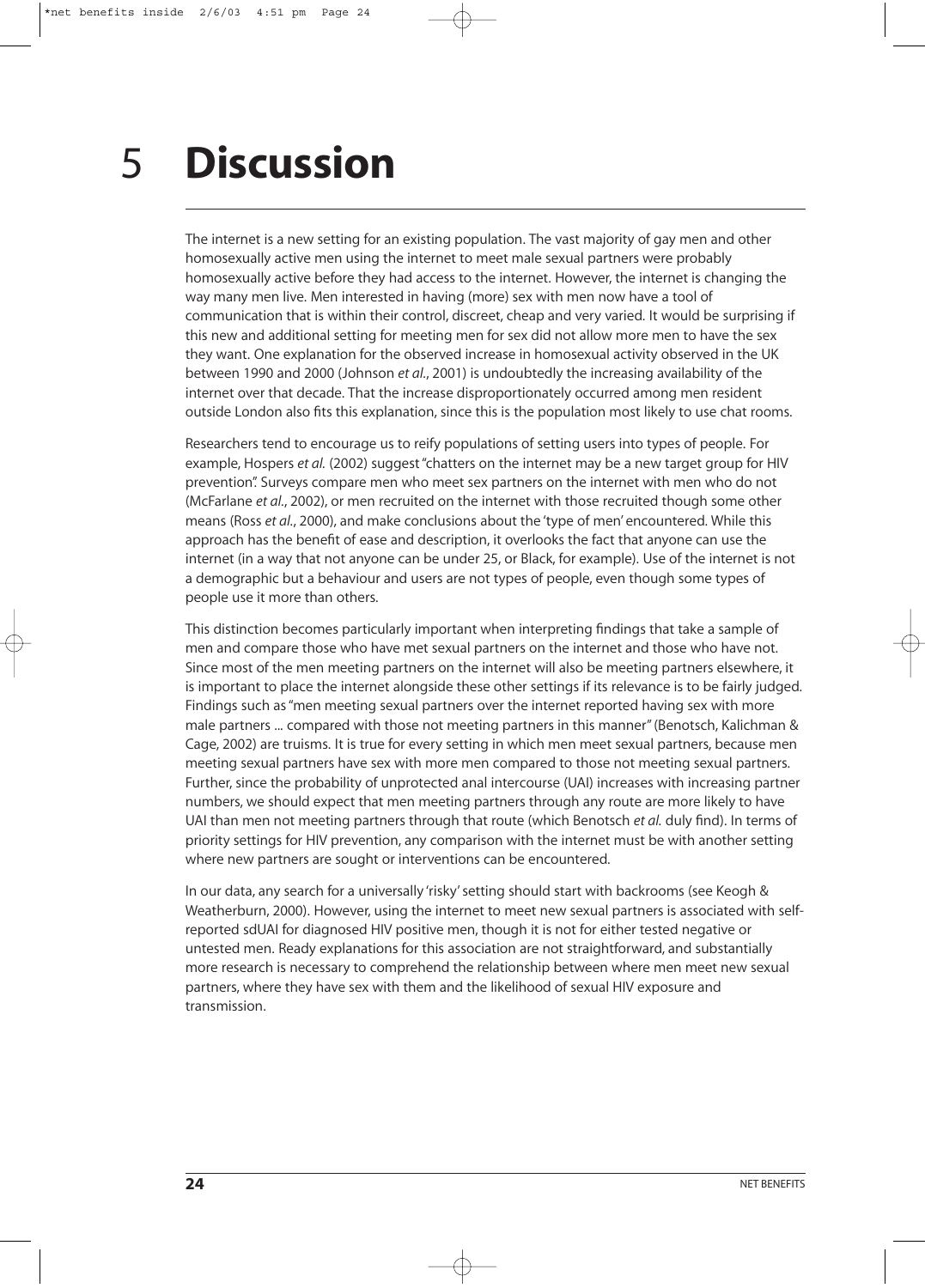# 5 Discussion

The internet is a new setting for an existing population. The vast majority of gay men and other homosexually active men using the internet to meet male sexual partners were probably homosexually active before they had access to the internet. However, the internet is changing the way many men live. Men interested in having (more) sex with men now have a tool of communication that is within their control, discreet, cheap and very varied. It would be surprising if this new and additional setting for meeting men for sex did not allow more men to have the sex they want. One explanation for the observed increase in homosexual activity observed in the UK between 1990 and 2000 (Johnson *et al*., 2001) is undoubtedly the increasing availability of the internet over that decade. That the increase disproportionately occurred among men resident outside London also fits this explanation, since this is the population most likely to use chat rooms.

Researchers tend to encourage us to reify populations of setting users into types of people. For example, Hospers *et al.* (2002) suggest "chatters on the internet may be a new target group for HIV prevention". Surveys compare men who meet sex partners on the internet with men who do not (McFarlane *et al*., 2002), or men recruited on the internet with those recruited though some other means (Ross *et al*., 2000), and make conclusions about the 'type of men' encountered. While this approach has the benefit of ease and description, it overlooks the fact that anyone can use the internet (in a way that not anyone can be under 25, or Black, for example). Use of the internet is not a demographic but a behaviour and users are not types of people, even though some types of people use it more than others.

This distinction becomes particularly important when interpreting findings that take a sample of men and compare those who have met sexual partners on the internet and those who have not. Since most of the men meeting partners on the internet will also be meeting partners elsewhere, it is important to place the internet alongside these other settings if its relevance is to be fairly judged. Findings such as "men meeting sexual partners over the internet reported having sex with more male partners ... compared with those not meeting partners in this manner" (Benotsch, Kalichman & Cage, 2002) are truisms. It is true for every setting in which men meet sexual partners, because men meeting sexual partners have sex with more men compared to those not meeting sexual partners. Further, since the probability of unprotected anal intercourse (UAI) increases with increasing partner numbers, we should expect that men meeting partners through any route are more likely to have UAI than men not meeting partners through that route (which Benotsch *et al.* duly find). In terms of priority settings for HIV prevention, any comparison with the internet must be with another setting where new partners are sought or interventions can be encountered.

In our data, any search for a universally 'risky' setting should start with backrooms (see Keogh & Weatherburn, 2000). However, using the internet to meet new sexual partners is associated with self-reported sdUAI for diagnosed HIV positive men, though it is not for either tested negative or untested men. Ready explanations for this association are not straightforward, and substantially more research is necessary to comprehend the relationship between where men meet new sexual partners, where they have sex with them and the likelihood of sexual HIV exposure and transmission.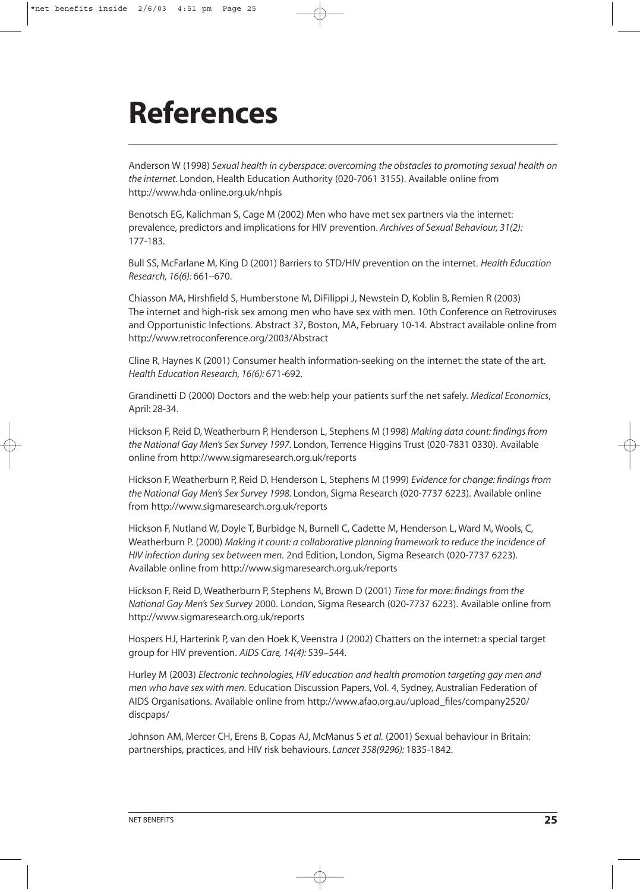# References

Anderson W (1998) *Sexual health in cyberspace: overcoming the obstacles to promoting sexual health on the internet*. London, Health Education Authority (020-7061 3155). Available online from http://www.hda-online.org.uk/nhpis

Benotsch EG, Kalichman S, Cage M (2002) Men who have met sex partners via the internet: prevalence, predictors and implications for HIV prevention. *Archives of Sexual Behaviour, 31(2):* 177-183.

Bull SS, McFarlane M, King D (2001) Barriers to STD/HIV prevention on the internet. *Health Education Research, 16(6):* 661–670.

Chiasson MA, Hirshfield S, Humberstone M, DiFilippi J, Newstein D, Koblin B, Remien R (2003) The internet and high-risk sex among men who have sex with men. 10th Conference on Retroviruses and Opportunistic Infections. Abstract 37, Boston, MA, February 10-14. Abstract available online from http://www.retroconference.org/2003/Abstract

Cline R, Haynes K (2001) Consumer health information-seeking on the internet: the state of the art. *Health Education Research, 16(6):* 671-692.

Grandinetti D (2000) Doctors and the web: help your patients surf the net safely. *Medical Economics*, April: 28-34.

Hickson F, Reid D, Weatherburn P, Henderson L, Stephens M (1998) *Making data count: findings from the National Gay Men's Sex Survey 1997*. London, Terrence Higgins Trust (020-7831 0330). Available online from http://www.sigmaresearch.org.uk/reports

Hickson F, Weatherburn P, Reid D, Henderson L, Stephens M (1999) *Evidence for change: findings from the National Gay Men's Sex Survey 1998*. London, Sigma Research (020-7737 6223). Available online from http://www.sigmaresearch.org.uk/reports

Hickson F, Nutland W, Doyle T, Burbidge N, Burnell C, Cadette M, Henderson L, Ward M, Wools, C, Weatherburn P. (2000) *Making it count: a collaborative planning framework to reduce the incidence of HIV infection during sex between men.* 2nd Edition, London, Sigma Research (020-7737 6223). Available online from http://www.sigmaresearch.org.uk/reports

Hickson F, Reid D, Weatherburn P, Stephens M, Brown D (2001) *Time for more: findings from the National Gay Men's Sex Survey* 2000. London, Sigma Research (020-7737 6223). Available online from http://www.sigmaresearch.org.uk/reports

Hospers HJ, Harterink P, van den Hoek K, Veenstra J (2002) Chatters on the internet: a special target group for HIV prevention. *AIDS Care, 14(4):* 539–544.

Hurley M (2003) *Electronic technologies, HIV education and health promotion targeting gay men and men who have sex with men.* Education Discussion Papers, Vol. 4, Sydney, Australian Federation of AIDS Organisations. Available online from http://www.afao.org.au/upload_files/company2520/discpaps/

Johnson AM, Mercer CH, Erens B, Copas AJ, McManus S *et al.* (2001) Sexual behaviour in Britain: partnerships, practices, and HIV risk behaviours. *Lancet 358(9296):* 1835-1842.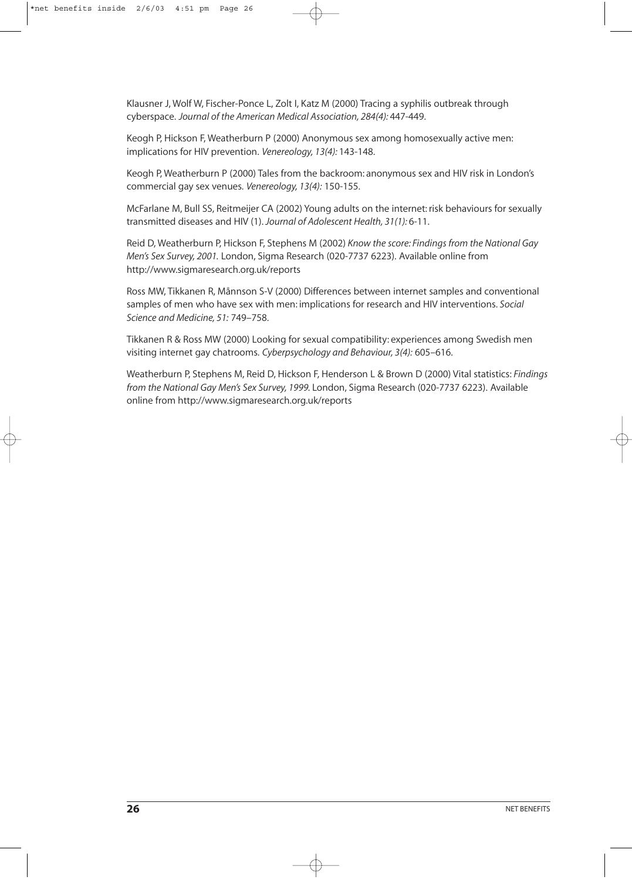Klausner J, Wolf W, Fischer-Ponce L, Zolt I, Katz M (2000) Tracing a syphilis outbreak through cyberspace. *Journal of the American Medical Association, 284(4):* 447-449.

Keogh P, Hickson F, Weatherburn P (2000) Anonymous sex among homosexually active men: implications for HIV prevention. *Venereology, 13(4):* 143-148.

Keogh P, Weatherburn P (2000) Tales from the backroom: anonymous sex and HIV risk in London's commercial gay sex venues. *Venereology, 13(4):* 150-155.

McFarlane M, Bull SS, Reitmeijer CA (2002) Young adults on the internet: risk behaviours for sexually transmitted diseases and HIV (1). *Journal of Adolescent Health, 31(1):* 6-11.

Reid D, Weatherburn P, Hickson F, Stephens M (2002) *Know the score: Findings from the National Gay Men's Sex Survey, 2001.* London, Sigma Research (020-7737 6223). Available online from http://www.sigmaresearch.org.uk/reports

Ross MW, Tikkanen R, Månnson S-V (2000) Differences between internet samples and conventional samples of men who have sex with men: implications for research and HIV interventions. *Social Science and Medicine, 51:* 749–758.

Tikkanen R & Ross MW (2000) Looking for sexual compatibility: experiences among Swedish men visiting internet gay chatrooms. *Cyberpsychology and Behaviour, 3(4):* 605–616.

Weatherburn P, Stephens M, Reid D, Hickson F, Henderson L & Brown D (2000) Vital statistics: *Findings from the National Gay Men's Sex Survey, 1999.* London, Sigma Research (020-7737 6223). Available online from http://www.sigmaresearch.org.uk/reports